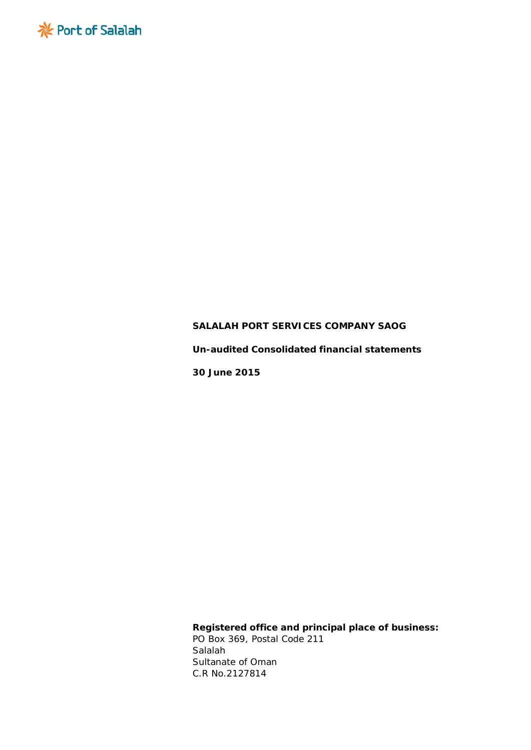Port of Salalah

**SALALAH PORT SERVICES COMPANY SAOG**

**Un-audited Consolidated financial statements**

**30 June 2015**

**Registered office and principal place of business:**
PO Box 369, Postal Code 211
Salalah
Sultanate of Oman
C.R No.2127814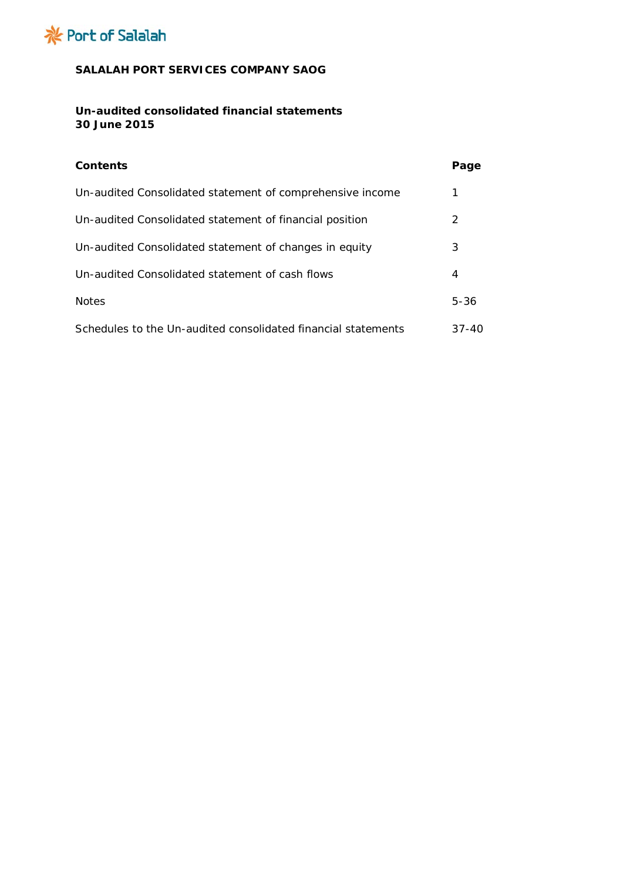Port of Salalah

**SALALAH PORT SERVICES COMPANY SAOG**

**Un-audited consolidated financial statements**
**30 June 2015**

| **Contents** | **Page** |
|---|---|
| Un-audited Consolidated statement of comprehensive income | 1 |
| Un-audited Consolidated statement of financial position | 2 |
| Un-audited Consolidated statement of changes in equity | 3 |
| Un-audited Consolidated statement of cash flows | 4 |
| Notes | 5-36 |
| Schedules to the Un-audited consolidated financial statements | 37-40 |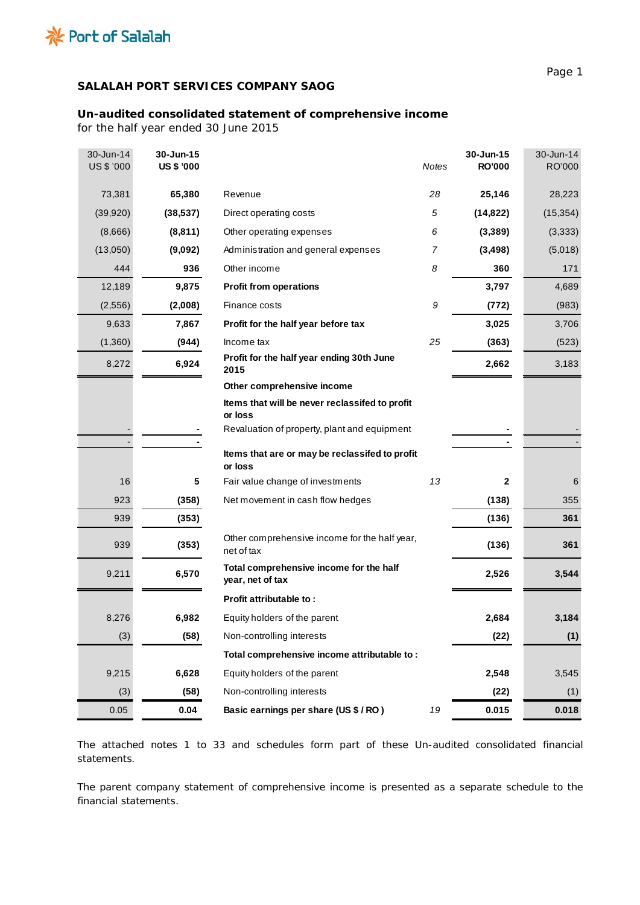Port of Salalah

**SALALAH PORT SERVICES COMPANY SAOG**

**Un-audited consolidated statement of comprehensive income**
for the half year ended 30 June 2015

| 30-Jun-14 US $ '000 | 30-Jun-15 US $ '000 | | Notes | 30-Jun-15 RO'000 | 30-Jun-14 RO'000 |
|---|---|---|---|---|---|
| 73,381 | **65,380** | Revenue | 28 | **25,146** | 28,223 |
| (39,920) | **(38,537)** | Direct operating costs | 5 | **(14,822)** | (15,354) |
| (8,666) | **(8,811)** | Other operating expenses | 6 | **(3,389)** | (3,333) |
| (13,050) | **(9,092)** | Administration and general expenses | 7 | **(3,498)** | (5,018) |
| 444 | **936** | Other income | 8 | **360** | 171 |
| 12,189 | **9,875** | **Profit from operations** | | **3,797** | 4,689 |
| (2,556) | **(2,008)** | Finance costs | 9 | **(772)** | (983) |
| 9,633 | **7,867** | **Profit for the half year before tax** | | **3,025** | 3,706 |
| (1,360) | **(944)** | Income tax | 25 | **(363)** | (523) |
| 8,272 | **6,924** | **Profit for the half year ending 30th June 2015** | | **2,662** | 3,183 |
| | | **Other comprehensive income** | | | |
| | | **Items that will be never reclassifed to profit or loss** | | | |
| - | **-** | Revaluation of property, plant and equipment | | **-** | - |
| - | **-** | | | **-** | - |
| | | **Items that are or may be reclassifed to profit or loss** | | | |
| 16 | **5** | Fair value change of investments | 13 | **2** | 6 |
| 923 | **(358)** | Net movement in cash flow hedges | | **(138)** | 355 |
| 939 | **(353)** | | | **(136)** | **361** |
| 939 | **(353)** | Other comprehensive income for the half year, net of tax | | **(136)** | **361** |
| 9,211 | **6,570** | **Total comprehensive income for the half year, net of tax** | | **2,526** | **3,544** |
| | | **Profit attributable to :** | | | |
| 8,276 | **6,982** | Equity holders of the parent | | **2,684** | **3,184** |
| (3) | **(58)** | Non-controlling interests | | **(22)** | **(1)** |
| | | **Total comprehensive income attributable to :** | | | |
| 9,215 | **6,628** | Equity holders of the parent | | **2,548** | 3,545 |
| (3) | **(58)** | Non-controlling interests | | **(22)** | (1) |
| 0.05 | **0.04** | **Basic earnings per share (US $ / RO )** | 19 | **0.015** | **0.018** |

The attached notes 1 to 33 and schedules form part of these Un-audited consolidated financial statements.

The parent company statement of comprehensive income is presented as a separate schedule to the financial statements.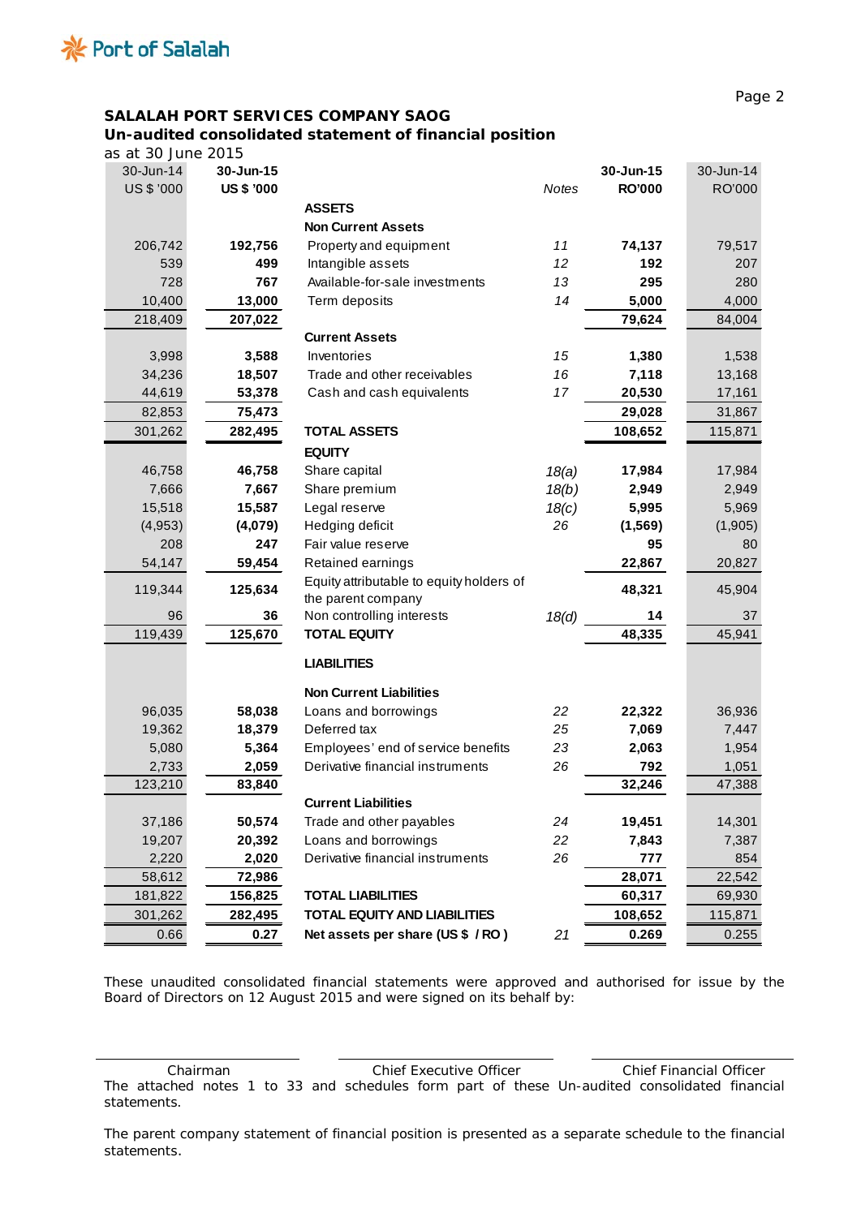Port of Salalah

## SALALAH PORT SERVICES COMPANY SAOG

### Un-audited consolidated statement of financial position

as at 30 June 2015

| 30-Jun-14 US $ '000 | 30-Jun-15 US $ '000 | | Notes | 30-Jun-15 RO'000 | 30-Jun-14 RO'000 |
|---|---|---|---|---|---|
| | | **ASSETS** | | | |
| | | **Non Current Assets** | | | |
| 206,742 | **192,756** | Property and equipment | *11* | **74,137** | 79,517 |
| 539 | **499** | Intangible assets | *12* | **192** | 207 |
| 728 | **767** | Available-for-sale investments | *13* | **295** | 280 |
| 10,400 | **13,000** | Term deposits | *14* | **5,000** | 4,000 |
| 218,409 | **207,022** | | | **79,624** | 84,004 |
| | | **Current Assets** | | | |
| 3,998 | **3,588** | Inventories | *15* | **1,380** | 1,538 |
| 34,236 | **18,507** | Trade and other receivables | *16* | **7,118** | 13,168 |
| 44,619 | **53,378** | Cash and cash equivalents | *17* | **20,530** | 17,161 |
| 82,853 | **75,473** | | | **29,028** | 31,867 |
| 301,262 | **282,495** | **TOTAL ASSETS** | | **108,652** | 115,871 |
| | | **EQUITY** | | | |
| 46,758 | **46,758** | Share capital | *18(a)* | **17,984** | 17,984 |
| 7,666 | **7,667** | Share premium | *18(b)* | **2,949** | 2,949 |
| 15,518 | **15,587** | Legal reserve | *18(c)* | **5,995** | 5,969 |
| (4,953) | **(4,079)** | Hedging deficit | *26* | **(1,569)** | (1,905) |
| 208 | **247** | Fair value reserve | | **95** | 80 |
| 54,147 | **59,454** | Retained earnings | | **22,867** | 20,827 |
| 119,344 | **125,634** | Equity attributable to equity holders of the parent company | | **48,321** | 45,904 |
| 96 | **36** | Non controlling interests | *18(d)* | **14** | 37 |
| 119,439 | **125,670** | **TOTAL EQUITY** | | **48,335** | 45,941 |
| | | **LIABILITIES** | | | |
| | | **Non Current Liabilities** | | | |
| 96,035 | **58,038** | Loans and borrowings | *22* | **22,322** | 36,936 |
| 19,362 | **18,379** | Deferred tax | *25* | **7,069** | 7,447 |
| 5,080 | **5,364** | Employees' end of service benefits | *23* | **2,063** | 1,954 |
| 2,733 | **2,059** | Derivative financial instruments | *26* | **792** | 1,051 |
| 123,210 | **83,840** | | | **32,246** | 47,388 |
| | | **Current Liabilities** | | | |
| 37,186 | **50,574** | Trade and other payables | *24* | **19,451** | 14,301 |
| 19,207 | **20,392** | Loans and borrowings | *22* | **7,843** | 7,387 |
| 2,220 | **2,020** | Derivative financial instruments | *26* | **777** | 854 |
| 58,612 | **72,986** | | | **28,071** | 22,542 |
| 181,822 | **156,825** | **TOTAL LIABILITIES** | | **60,317** | 69,930 |
| 301,262 | **282,495** | **TOTAL EQUITY AND LIABILITIES** | | **108,652** | 115,871 |
| 0.66 | **0.27** | **Net assets per share (US $ / RO )** | *21* | **0.269** | 0.255 |

These unaudited consolidated financial statements were approved and authorised for issue by the Board of Directors on 12 August 2015 and were signed on its behalf by:

| Chairman | Chief Executive Officer | Chief Financial Officer |
|---|---|---|

The attached notes 1 to 33 and schedules form part of these Un-audited consolidated financial statements.

The parent company statement of financial position is presented as a separate schedule to the financial statements.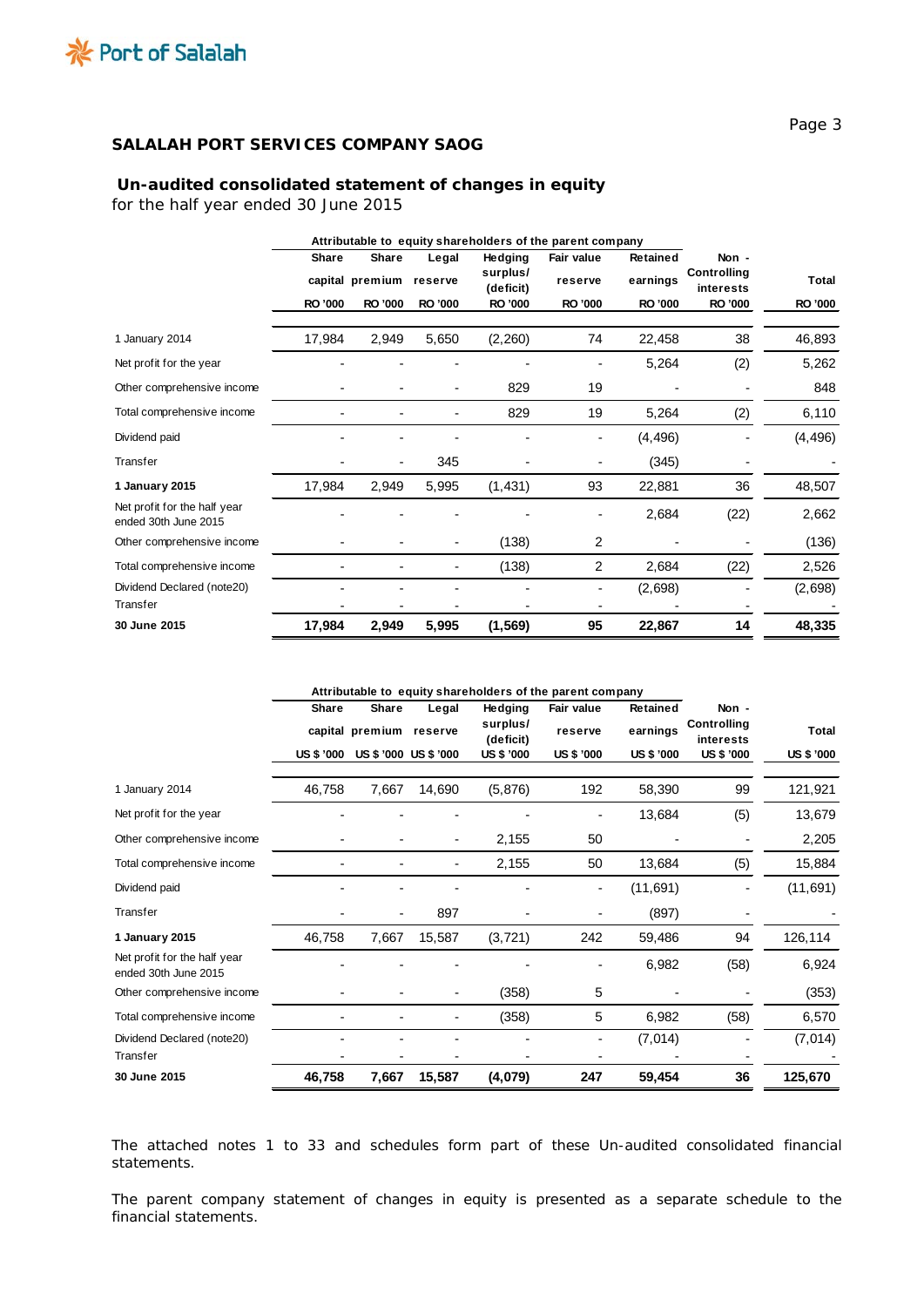## SALALAH PORT SERVICES COMPANY SAOG

### Un-audited consolidated statement of changes in equity

for the half year ended 30 June 2015

| | Attributable to equity shareholders of the parent company | | | | | | | | |
|---|---|---|---|---|---|---|---|---|
| | Share capital | Share premium | Legal reserve | Hedging surplus/ (deficit) | Fair value reserve | Retained earnings | Non - Controlling interests | Total |
| | RO '000 | RO '000 | RO '000 | RO '000 | RO '000 | RO '000 | RO '000 | RO '000 |
| 1 January 2014 | 17,984 | 2,949 | 5,650 | (2,260) | 74 | 22,458 | 38 | 46,893 |
| Net profit for the year | - | - | - | - | - | 5,264 | (2) | 5,262 |
| Other comprehensive income | - | - | - | 829 | 19 | - | - | 848 |
| Total comprehensive income | - | - | - | 829 | 19 | 5,264 | (2) | 6,110 |
| Dividend paid | - | - | - | - | - | (4,496) | - | (4,496) |
| Transfer | - | - | 345 | - | - | (345) | - | - |
| **1 January 2015** | 17,984 | 2,949 | 5,995 | (1,431) | 93 | 22,881 | 36 | 48,507 |
| Net profit for the half year ended 30th June 2015 | - | - | - | - | - | 2,684 | (22) | 2,662 |
| Other comprehensive income | - | - | - | (138) | 2 | - | - | (136) |
| Total comprehensive income | - | - | - | (138) | 2 | 2,684 | (22) | 2,526 |
| Dividend Declared (note20) | - | - | - | - | - | (2,698) | - | (2,698) |
| Transfer | - | - | - | - | - | - | - | - |
| **30 June 2015** | **17,984** | **2,949** | **5,995** | **(1,569)** | **95** | **22,867** | **14** | **48,335** |

| | Attributable to equity shareholders of the parent company | | | | | | | | |
|---|---|---|---|---|---|---|---|---|
| | Share capital | Share premium | Legal reserve | Hedging surplus/ (deficit) | Fair value reserve | Retained earnings | Non - Controlling interests | Total |
| | US $ '000 | US $ '000 | US $ '000 | US $ '000 | US $ '000 | US $ '000 | US $ '000 | US $ '000 |
| 1 January 2014 | 46,758 | 7,667 | 14,690 | (5,876) | 192 | 58,390 | 99 | 121,921 |
| Net profit for the year | - | - | - | - | - | 13,684 | (5) | 13,679 |
| Other comprehensive income | - | - | - | 2,155 | 50 | - | - | 2,205 |
| Total comprehensive income | - | - | - | 2,155 | 50 | 13,684 | (5) | 15,884 |
| Dividend paid | - | - | - | - | - | (11,691) | - | (11,691) |
| Transfer | - | - | 897 | - | - | (897) | - | - |
| **1 January 2015** | 46,758 | 7,667 | 15,587 | (3,721) | 242 | 59,486 | 94 | 126,114 |
| Net profit for the half year ended 30th June 2015 | - | - | - | - | - | 6,982 | (58) | 6,924 |
| Other comprehensive income | - | - | - | (358) | 5 | - | - | (353) |
| Total comprehensive income | - | - | - | (358) | 5 | 6,982 | (58) | 6,570 |
| Dividend Declared (note20) | - | - | - | - | - | (7,014) | - | (7,014) |
| Transfer | - | - | - | - | - | - | - | - |
| **30 June 2015** | **46,758** | **7,667** | **15,587** | **(4,079)** | **247** | **59,454** | **36** | **125,670** |

The attached notes 1 to 33 and schedules form part of these Un-audited consolidated financial statements.

The parent company statement of changes in equity is presented as a separate schedule to the financial statements.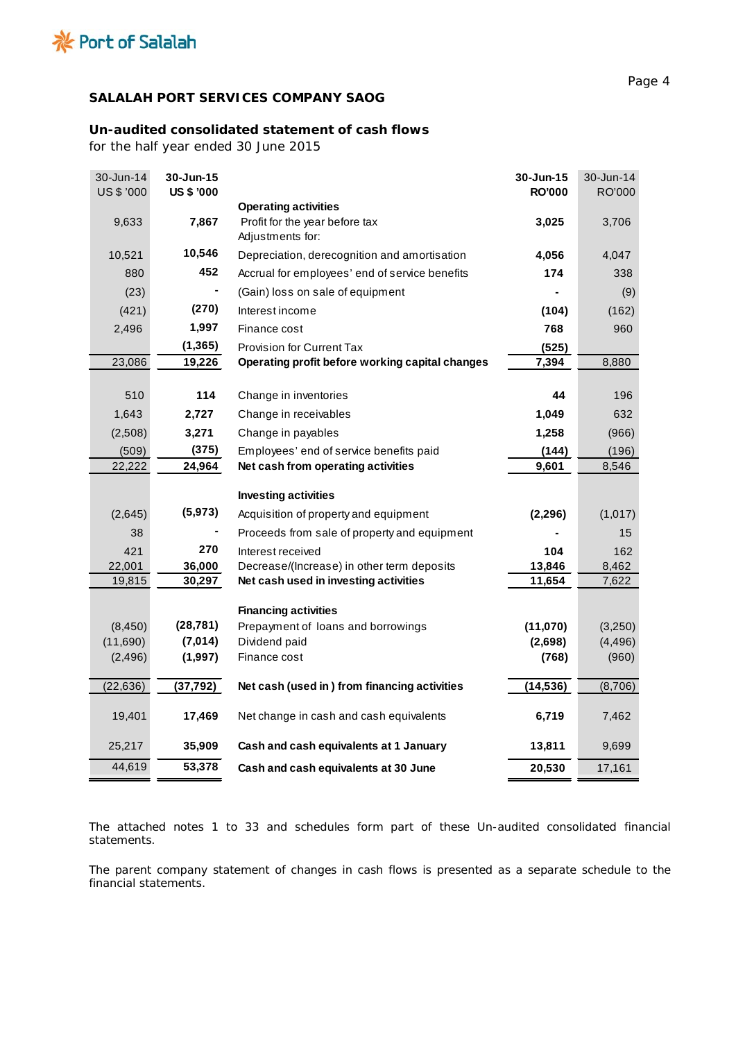**Port of Salalah**

## SALALAH PORT SERVICES COMPANY SAOG

### Un-audited consolidated statement of cash flows

for the half year ended 30 June 2015

| 30-Jun-14 US $ '000 | 30-Jun-15 US $ '000 | | 30-Jun-15 RO'000 | 30-Jun-14 RO'000 |
|---|---|---|---|---|
| | | **Operating activities** | | |
| 9,633 | **7,867** | Profit for the year before tax | **3,025** | 3,706 |
| | | Adjustments for: | | |
| 10,521 | **10,546** | Depreciation, derecognition and amortisation | **4,056** | 4,047 |
| 880 | **452** | Accrual for employees' end of service benefits | **174** | 338 |
| (23) | **-** | (Gain) loss on sale of equipment | **-** | (9) |
| (421) | **(270)** | Interest income | **(104)** | (162) |
| 2,496 | **1,997** | Finance cost | **768** | 960 |
| | **(1,365)** | Provision for Current Tax | **(525)** | |
| 23,086 | **19,226** | **Operating profit before working capital changes** | **7,394** | 8,880 |
| 510 | **114** | Change in inventories | **44** | 196 |
| 1,643 | **2,727** | Change in receivables | **1,049** | 632 |
| (2,508) | **3,271** | Change in payables | **1,258** | (966) |
| (509) | **(375)** | Employees' end of service benefits paid | **(144)** | (196) |
| 22,222 | **24,964** | **Net cash from operating activities** | **9,601** | 8,546 |
| | | **Investing activities** | | |
| (2,645) | **(5,973)** | Acquisition of property and equipment | **(2,296)** | (1,017) |
| 38 | **-** | Proceeds from sale of property and equipment | **-** | 15 |
| 421 | **270** | Interest received | **104** | 162 |
| 22,001 | **36,000** | Decrease/(Increase) in other term deposits | **13,846** | 8,462 |
| 19,815 | **30,297** | **Net cash used in investing activities** | **11,654** | 7,622 |
| | | **Financing activities** | | |
| (8,450) | **(28,781)** | Prepayment of loans and borrowings | **(11,070)** | (3,250) |
| (11,690) | **(7,014)** | Dividend paid | **(2,698)** | (4,496) |
| (2,496) | **(1,997)** | Finance cost | **(768)** | (960) |
| (22,636) | **(37,792)** | **Net cash (used in ) from financing activities** | **(14,536)** | (8,706) |
| 19,401 | **17,469** | Net change in cash and cash equivalents | **6,719** | 7,462 |
| 25,217 | **35,909** | **Cash and cash equivalents at 1 January** | **13,811** | 9,699 |
| 44,619 | **53,378** | **Cash and cash equivalents at 30 June** | **20,530** | 17,161 |

The attached notes 1 to 33 and schedules form part of these Un-audited consolidated financial statements.

The parent company statement of changes in cash flows is presented as a separate schedule to the financial statements.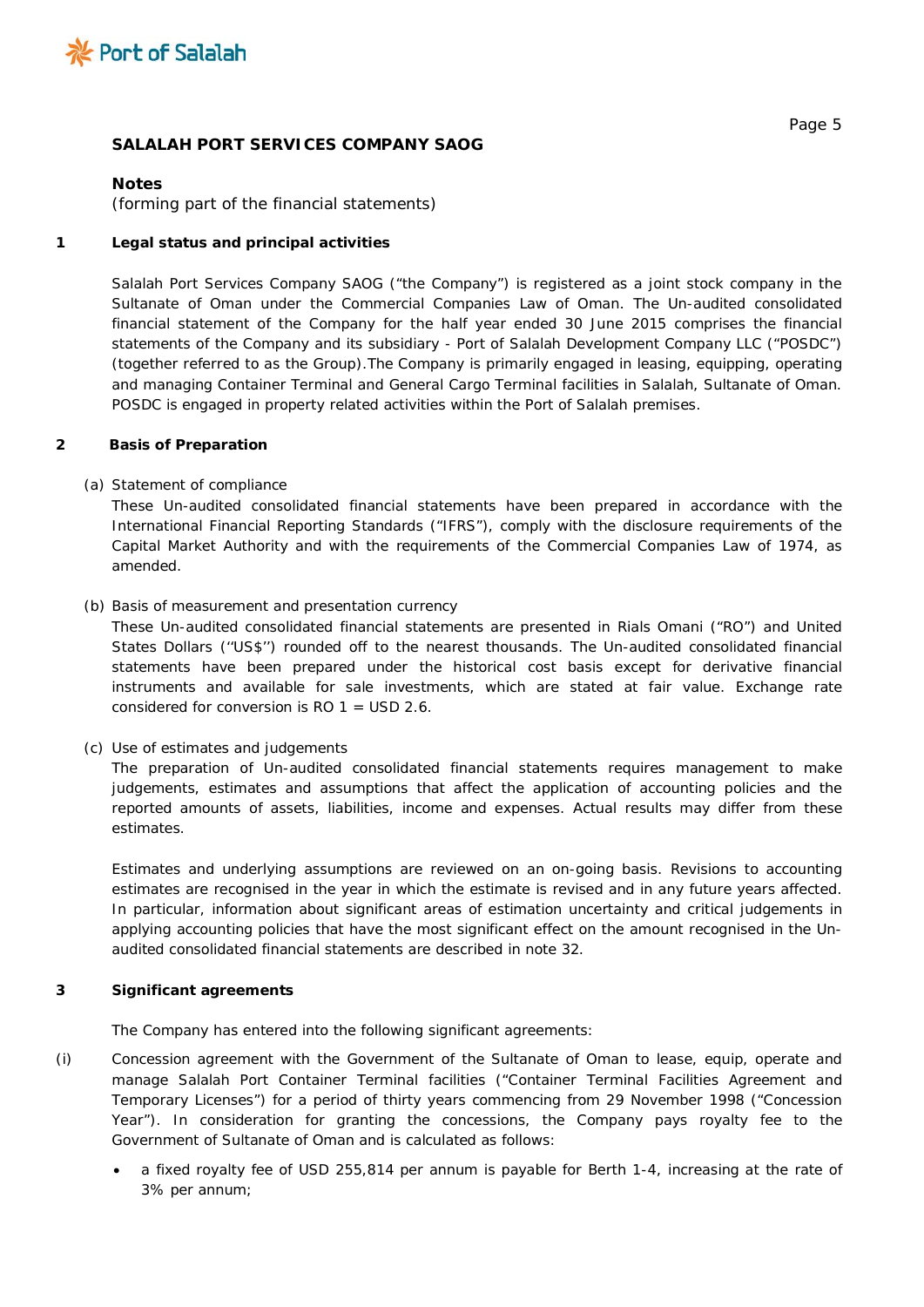## SALALAH PORT SERVICES COMPANY SAOG

### Notes
(forming part of the financial statements)

### 1 Legal status and principal activities

Salalah Port Services Company SAOG ("the Company") is registered as a joint stock company in the Sultanate of Oman under the Commercial Companies Law of Oman. The Un-audited consolidated financial statement of the Company for the half year ended 30 June 2015 comprises the financial statements of the Company and its subsidiary - Port of Salalah Development Company LLC ("POSDC") (together referred to as the Group).The Company is primarily engaged in leasing, equipping, operating and managing Container Terminal and General Cargo Terminal facilities in Salalah, Sultanate of Oman. POSDC is engaged in property related activities within the Port of Salalah premises.

### 2 Basis of Preparation

(a) Statement of compliance

These Un-audited consolidated financial statements have been prepared in accordance with the International Financial Reporting Standards ("IFRS"), comply with the disclosure requirements of the Capital Market Authority and with the requirements of the Commercial Companies Law of 1974, as amended.

(b) Basis of measurement and presentation currency

These Un-audited consolidated financial statements are presented in Rials Omani ("RO") and United States Dollars (''US$'') rounded off to the nearest thousands. The Un-audited consolidated financial statements have been prepared under the historical cost basis except for derivative financial instruments and available for sale investments, which are stated at fair value. Exchange rate considered for conversion is RO 1 = USD 2.6.

(c) Use of estimates and judgements

The preparation of Un-audited consolidated financial statements requires management to make judgements, estimates and assumptions that affect the application of accounting policies and the reported amounts of assets, liabilities, income and expenses. Actual results may differ from these estimates.

Estimates and underlying assumptions are reviewed on an on-going basis. Revisions to accounting estimates are recognised in the year in which the estimate is revised and in any future years affected. In particular, information about significant areas of estimation uncertainty and critical judgements in applying accounting policies that have the most significant effect on the amount recognised in the Un-audited consolidated financial statements are described in note 32.

### 3 Significant agreements

The Company has entered into the following significant agreements:

(i) Concession agreement with the Government of the Sultanate of Oman to lease, equip, operate and manage Salalah Port Container Terminal facilities ("Container Terminal Facilities Agreement and Temporary Licenses") for a period of thirty years commencing from 29 November 1998 ("Concession Year"). In consideration for granting the concessions, the Company pays royalty fee to the Government of Sultanate of Oman and is calculated as follows:

- a fixed royalty fee of USD 255,814 per annum is payable for Berth 1-4, increasing at the rate of 3% per annum;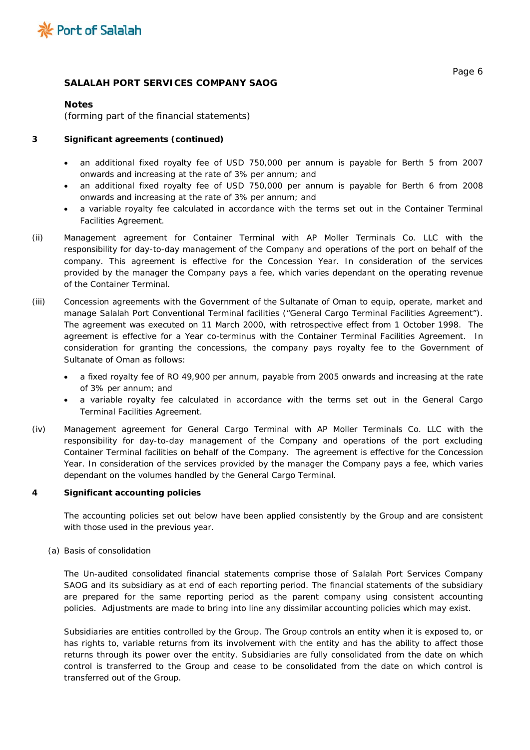## SALALAH PORT SERVICES COMPANY SAOG

**Notes**
(forming part of the financial statements)

### 3 Significant agreements (continued)

- an additional fixed royalty fee of USD 750,000 per annum is payable for Berth 5 from 2007 onwards and increasing at the rate of 3% per annum; and
- an additional fixed royalty fee of USD 750,000 per annum is payable for Berth 6 from 2008 onwards and increasing at the rate of 3% per annum; and
- a variable royalty fee calculated in accordance with the terms set out in the Container Terminal Facilities Agreement.

(ii) Management agreement for Container Terminal with AP Moller Terminals Co. LLC with the responsibility for day-to-day management of the Company and operations of the port on behalf of the company. This agreement is effective for the Concession Year. In consideration of the services provided by the manager the Company pays a fee, which varies dependant on the operating revenue of the Container Terminal.

(iii) Concession agreements with the Government of the Sultanate of Oman to equip, operate, market and manage Salalah Port Conventional Terminal facilities ("General Cargo Terminal Facilities Agreement"). The agreement was executed on 11 March 2000, with retrospective effect from 1 October 1998. The agreement is effective for a Year co-terminus with the Container Terminal Facilities Agreement. In consideration for granting the concessions, the company pays royalty fee to the Government of Sultanate of Oman as follows:

- a fixed royalty fee of RO 49,900 per annum, payable from 2005 onwards and increasing at the rate of 3% per annum; and
- a variable royalty fee calculated in accordance with the terms set out in the General Cargo Terminal Facilities Agreement.

(iv) Management agreement for General Cargo Terminal with AP Moller Terminals Co. LLC with the responsibility for day-to-day management of the Company and operations of the port excluding Container Terminal facilities on behalf of the Company. The agreement is effective for the Concession Year. In consideration of the services provided by the manager the Company pays a fee, which varies dependant on the volumes handled by the General Cargo Terminal.

### 4 Significant accounting policies

The accounting policies set out below have been applied consistently by the Group and are consistent with those used in the previous year.

(a) Basis of consolidation

The Un-audited consolidated financial statements comprise those of Salalah Port Services Company SAOG and its subsidiary as at end of each reporting period. The financial statements of the subsidiary are prepared for the same reporting period as the parent company using consistent accounting policies. Adjustments are made to bring into line any dissimilar accounting policies which may exist.

Subsidiaries are entities controlled by the Group. The Group controls an entity when it is exposed to, or has rights to, variable returns from its involvement with the entity and has the ability to affect those returns through its power over the entity. Subsidiaries are fully consolidated from the date on which control is transferred to the Group and cease to be consolidated from the date on which control is transferred out of the Group.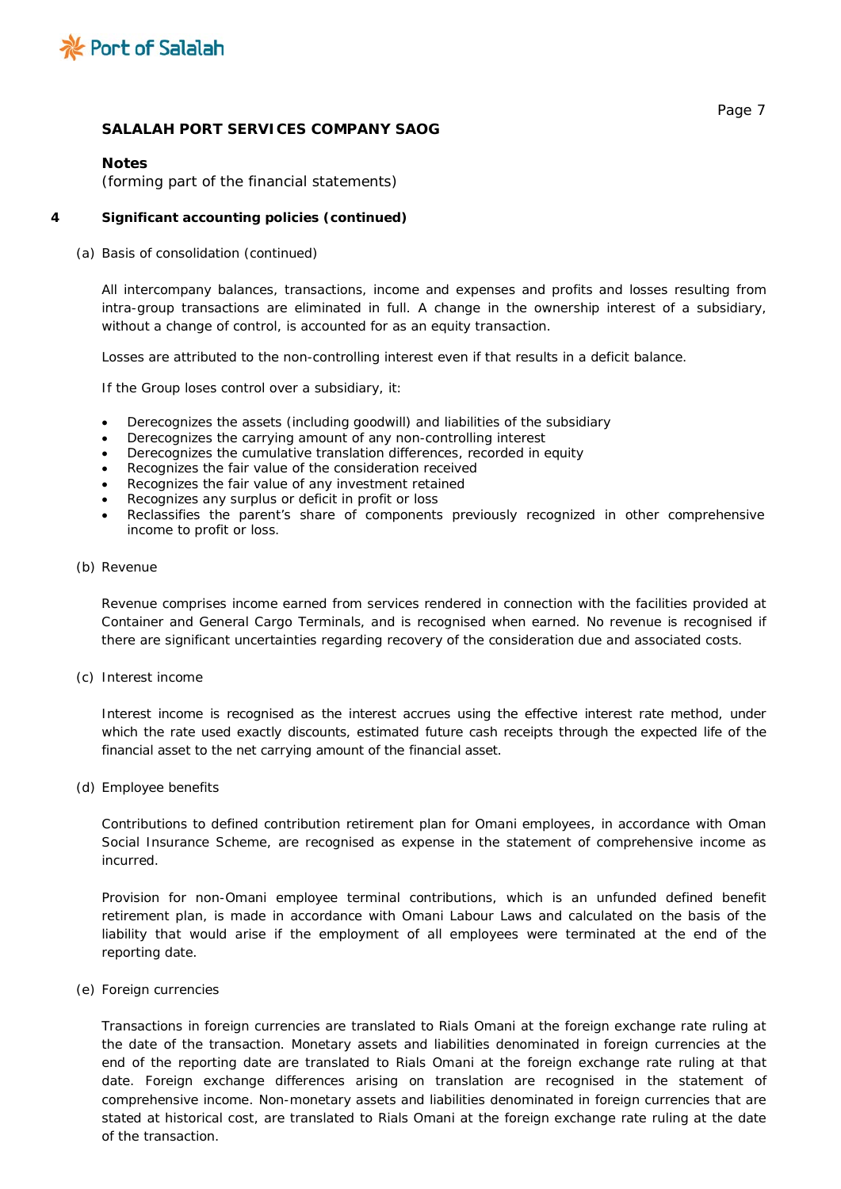**SALALAH PORT SERVICES COMPANY SAOG**

**Notes**
(forming part of the financial statements)

**4 Significant accounting policies (continued)**

(a) Basis of consolidation (continued)

All intercompany balances, transactions, income and expenses and profits and losses resulting from intra-group transactions are eliminated in full. A change in the ownership interest of a subsidiary, without a change of control, is accounted for as an equity transaction.

Losses are attributed to the non-controlling interest even if that results in a deficit balance.

If the Group loses control over a subsidiary, it:

- Derecognizes the assets (including goodwill) and liabilities of the subsidiary
- Derecognizes the carrying amount of any non-controlling interest
- Derecognizes the cumulative translation differences, recorded in equity
- Recognizes the fair value of the consideration received
- Recognizes the fair value of any investment retained
- Recognizes any surplus or deficit in profit or loss
- Reclassifies the parent's share of components previously recognized in other comprehensive income to profit or loss.

(b) Revenue

Revenue comprises income earned from services rendered in connection with the facilities provided at Container and General Cargo Terminals, and is recognised when earned. No revenue is recognised if there are significant uncertainties regarding recovery of the consideration due and associated costs.

(c) Interest income

Interest income is recognised as the interest accrues using the effective interest rate method, under which the rate used exactly discounts, estimated future cash receipts through the expected life of the financial asset to the net carrying amount of the financial asset.

(d) Employee benefits

Contributions to defined contribution retirement plan for Omani employees, in accordance with Oman Social Insurance Scheme, are recognised as expense in the statement of comprehensive income as incurred.

Provision for non-Omani employee terminal contributions, which is an unfunded defined benefit retirement plan, is made in accordance with Omani Labour Laws and calculated on the basis of the liability that would arise if the employment of all employees were terminated at the end of the reporting date.

(e) Foreign currencies

Transactions in foreign currencies are translated to Rials Omani at the foreign exchange rate ruling at the date of the transaction. Monetary assets and liabilities denominated in foreign currencies at the end of the reporting date are translated to Rials Omani at the foreign exchange rate ruling at that date. Foreign exchange differences arising on translation are recognised in the statement of comprehensive income. Non-monetary assets and liabilities denominated in foreign currencies that are stated at historical cost, are translated to Rials Omani at the foreign exchange rate ruling at the date of the transaction.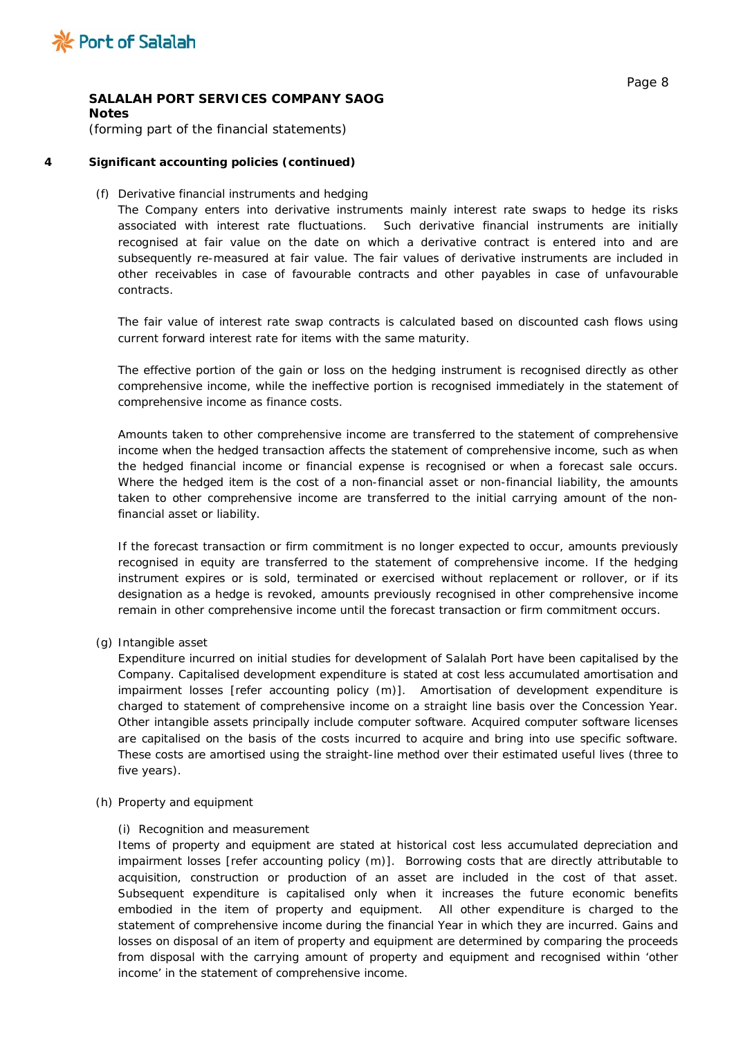**SALALAH PORT SERVICES COMPANY SAOG**
**Notes**
(forming part of the financial statements)

**4 Significant accounting policies (continued)**

(f) Derivative financial instruments and hedging

The Company enters into derivative instruments mainly interest rate swaps to hedge its risks associated with interest rate fluctuations. Such derivative financial instruments are initially recognised at fair value on the date on which a derivative contract is entered into and are subsequently re-measured at fair value. The fair values of derivative instruments are included in other receivables in case of favourable contracts and other payables in case of unfavourable contracts.

The fair value of interest rate swap contracts is calculated based on discounted cash flows using current forward interest rate for items with the same maturity.

The effective portion of the gain or loss on the hedging instrument is recognised directly as other comprehensive income, while the ineffective portion is recognised immediately in the statement of comprehensive income as finance costs.

Amounts taken to other comprehensive income are transferred to the statement of comprehensive income when the hedged transaction affects the statement of comprehensive income, such as when the hedged financial income or financial expense is recognised or when a forecast sale occurs. Where the hedged item is the cost of a non-financial asset or non-financial liability, the amounts taken to other comprehensive income are transferred to the initial carrying amount of the non-financial asset or liability.

If the forecast transaction or firm commitment is no longer expected to occur, amounts previously recognised in equity are transferred to the statement of comprehensive income. If the hedging instrument expires or is sold, terminated or exercised without replacement or rollover, or if its designation as a hedge is revoked, amounts previously recognised in other comprehensive income remain in other comprehensive income until the forecast transaction or firm commitment occurs.

(g) Intangible asset

Expenditure incurred on initial studies for development of Salalah Port have been capitalised by the Company. Capitalised development expenditure is stated at cost less accumulated amortisation and impairment losses [refer accounting policy (m)]. Amortisation of development expenditure is charged to statement of comprehensive income on a straight line basis over the Concession Year. Other intangible assets principally include computer software. Acquired computer software licenses are capitalised on the basis of the costs incurred to acquire and bring into use specific software. These costs are amortised using the straight-line method over their estimated useful lives (three to five years).

(h) Property and equipment

(i) Recognition and measurement

Items of property and equipment are stated at historical cost less accumulated depreciation and impairment losses [refer accounting policy (m)]. Borrowing costs that are directly attributable to acquisition, construction or production of an asset are included in the cost of that asset. Subsequent expenditure is capitalised only when it increases the future economic benefits embodied in the item of property and equipment. All other expenditure is charged to the statement of comprehensive income during the financial Year in which they are incurred. Gains and losses on disposal of an item of property and equipment are determined by comparing the proceeds from disposal with the carrying amount of property and equipment and recognised within 'other income' in the statement of comprehensive income.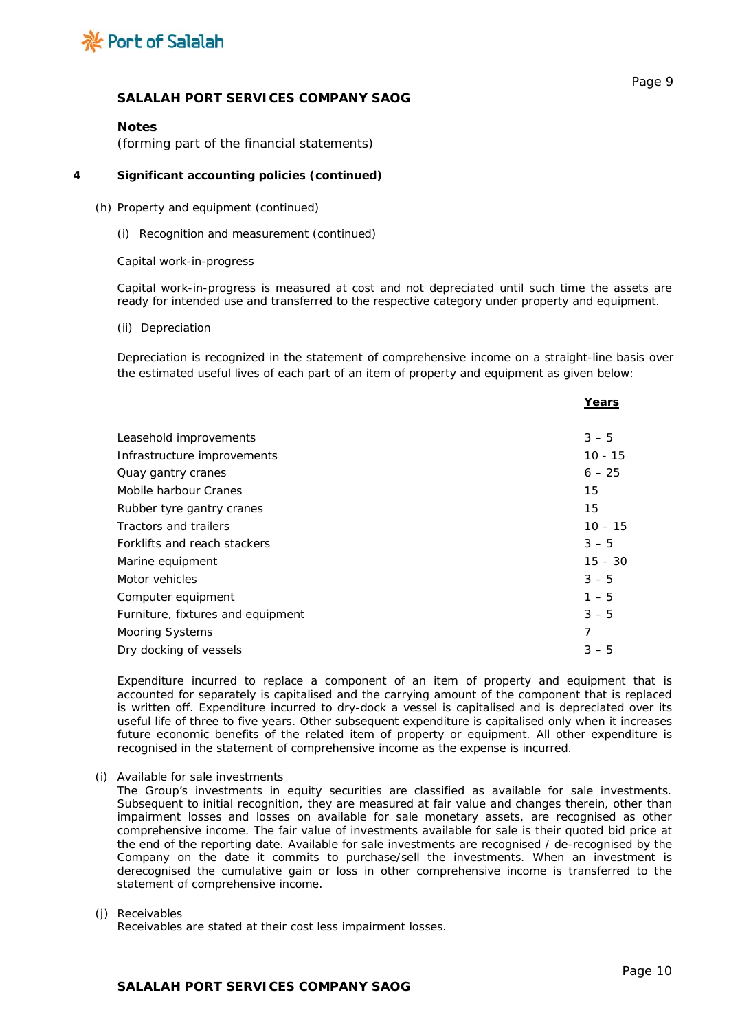## SALAHAH PORT SERVICES COMPANY SAOG

**Notes**
(forming part of the financial statements)

### 4 Significant accounting policies (continued)

(h) Property and equipment (continued)

(i) Recognition and measurement (continued)

Capital work-in-progress

Capital work-in-progress is measured at cost and not depreciated until such time the assets are ready for intended use and transferred to the respective category under property and equipment.

(ii) Depreciation

Depreciation is recognized in the statement of comprehensive income on a straight-line basis over the estimated useful lives of each part of an item of property and equipment as given below:

| | **Years** |
|---|---|
| Leasehold improvements | 3 – 5 |
| Infrastructure improvements | 10 - 15 |
| Quay gantry cranes | 6 – 25 |
| Mobile harbour Cranes | 15 |
| Rubber tyre gantry cranes | 15 |
| Tractors and trailers | 10 – 15 |
| Forklifts and reach stackers | 3 – 5 |
| Marine equipment | 15 – 30 |
| Motor vehicles | 3 – 5 |
| Computer equipment | 1 – 5 |
| Furniture, fixtures and equipment | 3 – 5 |
| Mooring Systems | 7 |
| Dry docking of vessels | 3 – 5 |

Expenditure incurred to replace a component of an item of property and equipment that is accounted for separately is capitalised and the carrying amount of the component that is replaced is written off. Expenditure incurred to dry-dock a vessel is capitalised and is depreciated over its useful life of three to five years. Other subsequent expenditure is capitalised only when it increases future economic benefits of the related item of property or equipment. All other expenditure is recognised in the statement of comprehensive income as the expense is incurred.

(i) Available for sale investments
The Group's investments in equity securities are classified as available for sale investments. Subsequent to initial recognition, they are measured at fair value and changes therein, other than impairment losses and losses on available for sale monetary assets, are recognised as other comprehensive income. The fair value of investments available for sale is their quoted bid price at the end of the reporting date. Available for sale investments are recognised / de-recognised by the Company on the date it commits to purchase/sell the investments. When an investment is derecognised the cumulative gain or loss in other comprehensive income is transferred to the statement of comprehensive income.

(j) Receivables
Receivables are stated at their cost less impairment losses.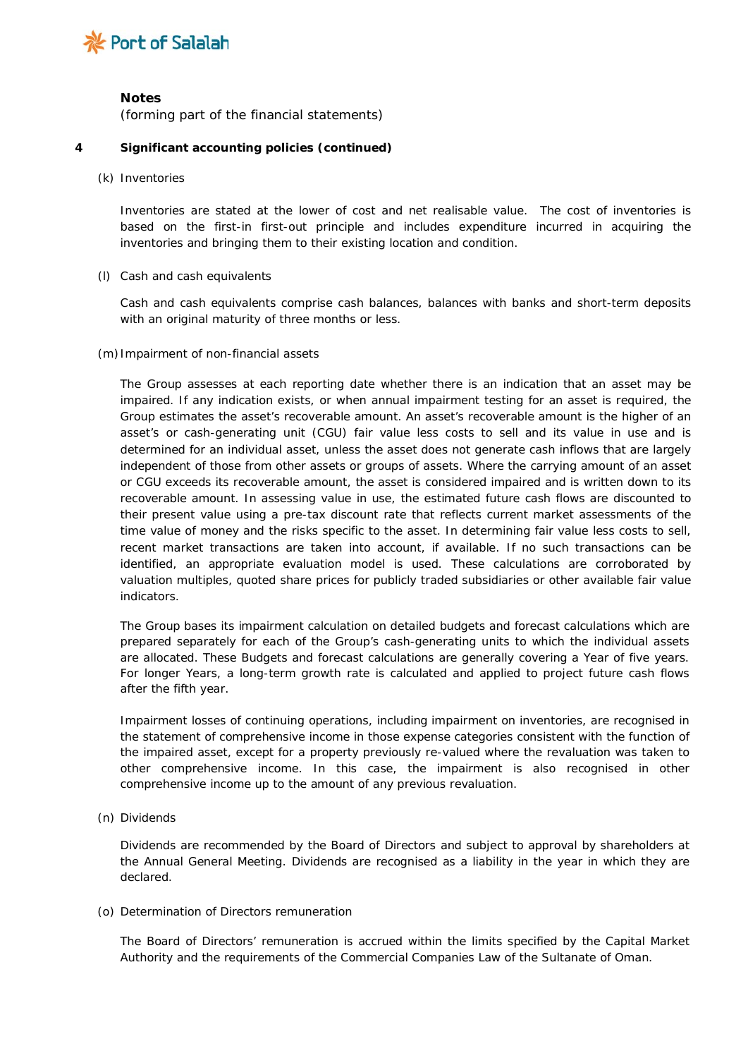## Notes

(forming part of the financial statements)

### 4 Significant accounting policies (continued)

(k) Inventories

Inventories are stated at the lower of cost and net realisable value. The cost of inventories is based on the first-in first-out principle and includes expenditure incurred in acquiring the inventories and bringing them to their existing location and condition.

(l) Cash and cash equivalents

Cash and cash equivalents comprise cash balances, balances with banks and short-term deposits with an original maturity of three months or less.

(m) Impairment of non-financial assets

The Group assesses at each reporting date whether there is an indication that an asset may be impaired. If any indication exists, or when annual impairment testing for an asset is required, the Group estimates the asset's recoverable amount. An asset's recoverable amount is the higher of an asset's or cash-generating unit (CGU) fair value less costs to sell and its value in use and is determined for an individual asset, unless the asset does not generate cash inflows that are largely independent of those from other assets or groups of assets. Where the carrying amount of an asset or CGU exceeds its recoverable amount, the asset is considered impaired and is written down to its recoverable amount. In assessing value in use, the estimated future cash flows are discounted to their present value using a pre-tax discount rate that reflects current market assessments of the time value of money and the risks specific to the asset. In determining fair value less costs to sell, recent market transactions are taken into account, if available. If no such transactions can be identified, an appropriate evaluation model is used. These calculations are corroborated by valuation multiples, quoted share prices for publicly traded subsidiaries or other available fair value indicators.

The Group bases its impairment calculation on detailed budgets and forecast calculations which are prepared separately for each of the Group's cash-generating units to which the individual assets are allocated. These Budgets and forecast calculations are generally covering a Year of five years. For longer Years, a long-term growth rate is calculated and applied to project future cash flows after the fifth year.

Impairment losses of continuing operations, including impairment on inventories, are recognised in the statement of comprehensive income in those expense categories consistent with the function of the impaired asset, except for a property previously re-valued where the revaluation was taken to other comprehensive income. In this case, the impairment is also recognised in other comprehensive income up to the amount of any previous revaluation.

(n) Dividends

Dividends are recommended by the Board of Directors and subject to approval by shareholders at the Annual General Meeting. Dividends are recognised as a liability in the year in which they are declared.

(o) Determination of Directors remuneration

The Board of Directors' remuneration is accrued within the limits specified by the Capital Market Authority and the requirements of the Commercial Companies Law of the Sultanate of Oman.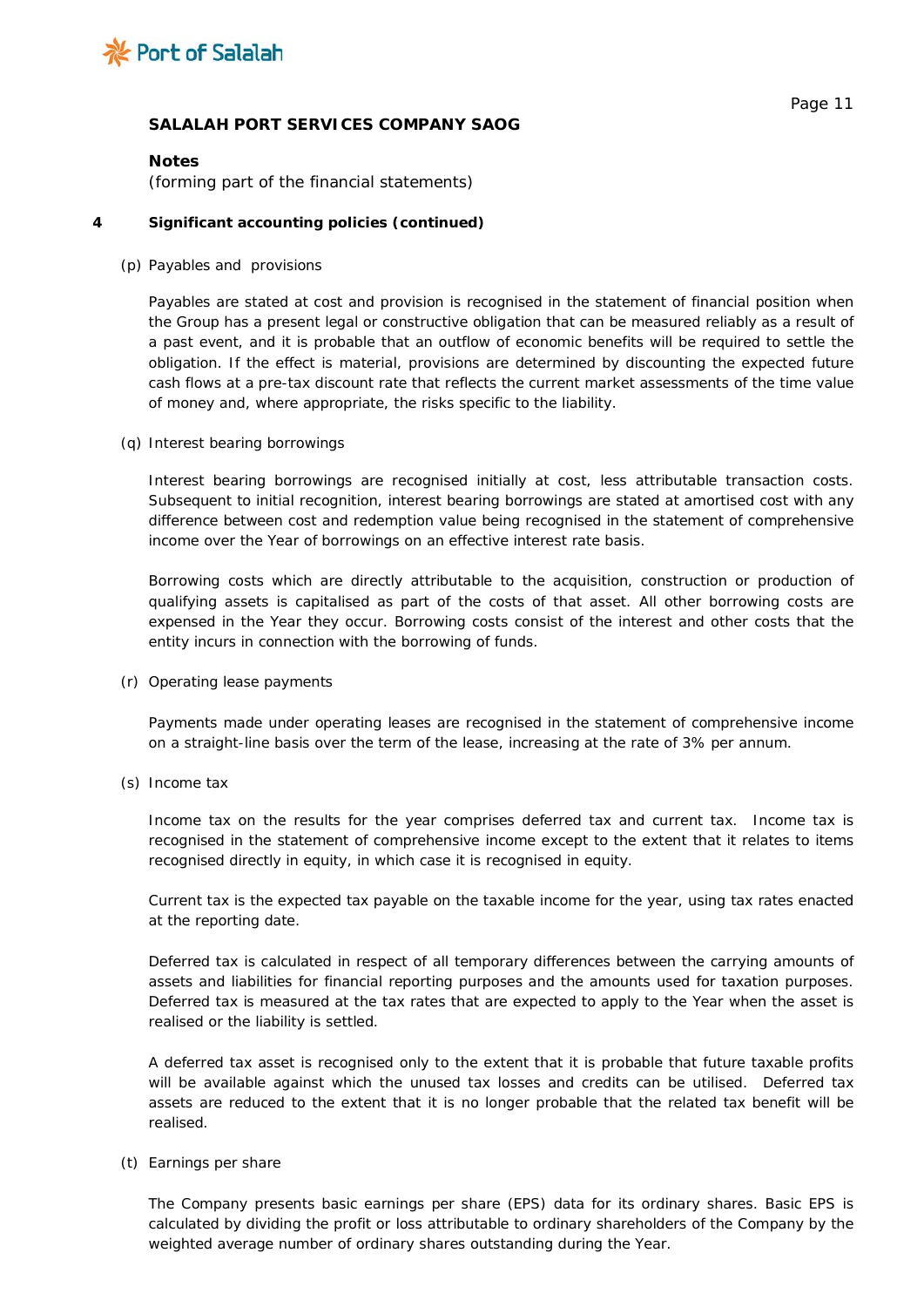## SALALAH PORT SERVICES COMPANY SAOG

**Notes**

(forming part of the financial statements)

### 4 Significant accounting policies (continued)

(p) Payables and provisions

Payables are stated at cost and provision is recognised in the statement of financial position when the Group has a present legal or constructive obligation that can be measured reliably as a result of a past event, and it is probable that an outflow of economic benefits will be required to settle the obligation. If the effect is material, provisions are determined by discounting the expected future cash flows at a pre-tax discount rate that reflects the current market assessments of the time value of money and, where appropriate, the risks specific to the liability.

(q) Interest bearing borrowings

Interest bearing borrowings are recognised initially at cost, less attributable transaction costs. Subsequent to initial recognition, interest bearing borrowings are stated at amortised cost with any difference between cost and redemption value being recognised in the statement of comprehensive income over the Year of borrowings on an effective interest rate basis.

Borrowing costs which are directly attributable to the acquisition, construction or production of qualifying assets is capitalised as part of the costs of that asset. All other borrowing costs are expensed in the Year they occur. Borrowing costs consist of the interest and other costs that the entity incurs in connection with the borrowing of funds.

(r) Operating lease payments

Payments made under operating leases are recognised in the statement of comprehensive income on a straight-line basis over the term of the lease, increasing at the rate of 3% per annum.

(s) Income tax

Income tax on the results for the year comprises deferred tax and current tax. Income tax is recognised in the statement of comprehensive income except to the extent that it relates to items recognised directly in equity, in which case it is recognised in equity.

Current tax is the expected tax payable on the taxable income for the year, using tax rates enacted at the reporting date.

Deferred tax is calculated in respect of all temporary differences between the carrying amounts of assets and liabilities for financial reporting purposes and the amounts used for taxation purposes. Deferred tax is measured at the tax rates that are expected to apply to the Year when the asset is realised or the liability is settled.

A deferred tax asset is recognised only to the extent that it is probable that future taxable profits will be available against which the unused tax losses and credits can be utilised. Deferred tax assets are reduced to the extent that it is no longer probable that the related tax benefit will be realised.

(t) Earnings per share

The Company presents basic earnings per share (EPS) data for its ordinary shares. Basic EPS is calculated by dividing the profit or loss attributable to ordinary shareholders of the Company by the weighted average number of ordinary shares outstanding during the Year.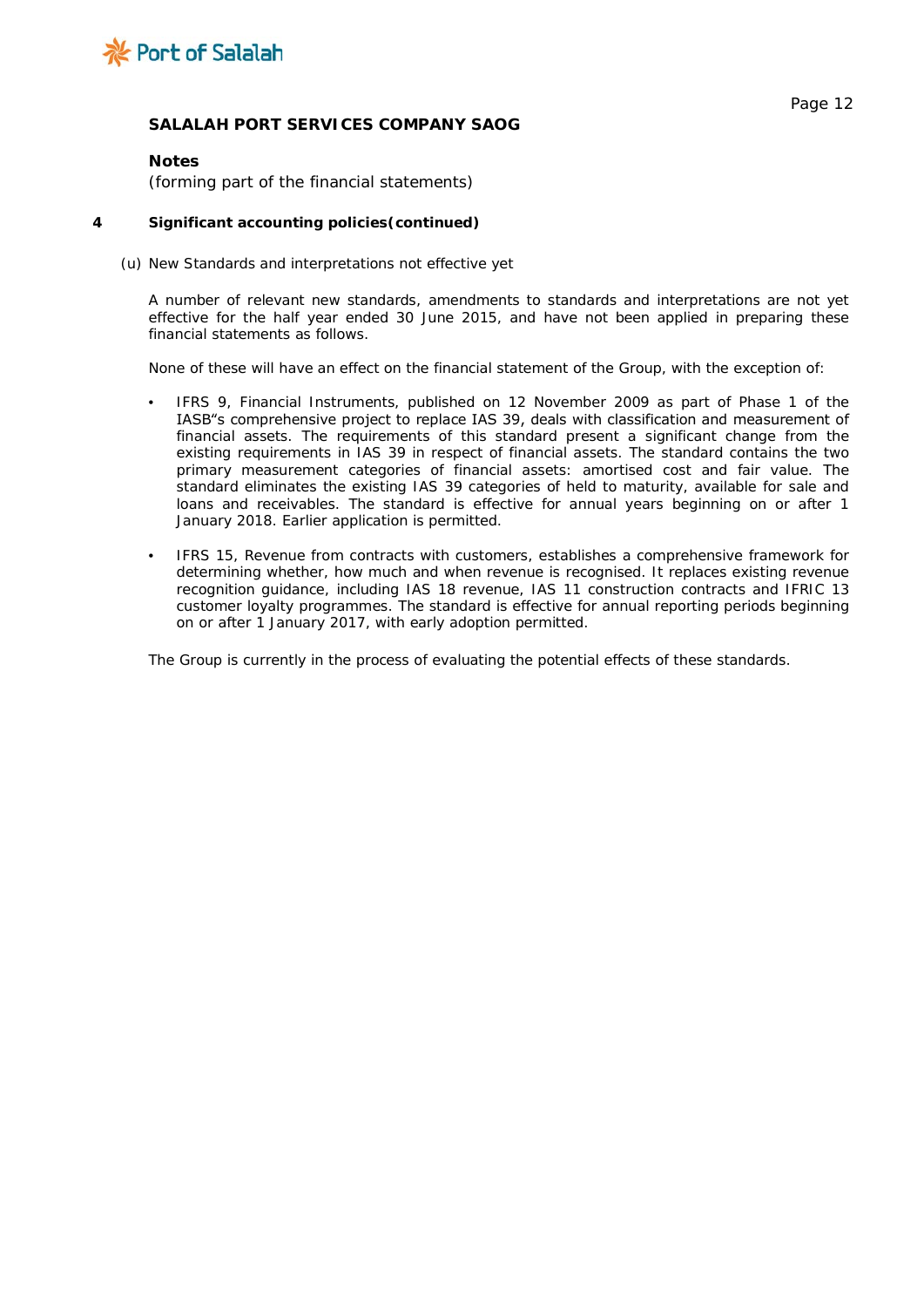## SALALAH PORT SERVICES COMPANY SAOG

**Notes**
(forming part of the financial statements)

### 4 Significant accounting policies(continued)

(u) New Standards and interpretations not effective yet

A number of relevant new standards, amendments to standards and interpretations are not yet effective for the half year ended 30 June 2015, and have not been applied in preparing these financial statements as follows.

None of these will have an effect on the financial statement of the Group, with the exception of:

- IFRS 9, Financial Instruments, published on 12 November 2009 as part of Phase 1 of the IASB"s comprehensive project to replace IAS 39, deals with classification and measurement of financial assets. The requirements of this standard present a significant change from the existing requirements in IAS 39 in respect of financial assets. The standard contains the two primary measurement categories of financial assets: amortised cost and fair value. The standard eliminates the existing IAS 39 categories of held to maturity, available for sale and loans and receivables. The standard is effective for annual years beginning on or after 1 January 2018. Earlier application is permitted.

- IFRS 15, Revenue from contracts with customers, establishes a comprehensive framework for determining whether, how much and when revenue is recognised. It replaces existing revenue recognition guidance, including IAS 18 revenue, IAS 11 construction contracts and IFRIC 13 customer loyalty programmes. The standard is effective for annual reporting periods beginning on or after 1 January 2017, with early adoption permitted.

The Group is currently in the process of evaluating the potential effects of these standards.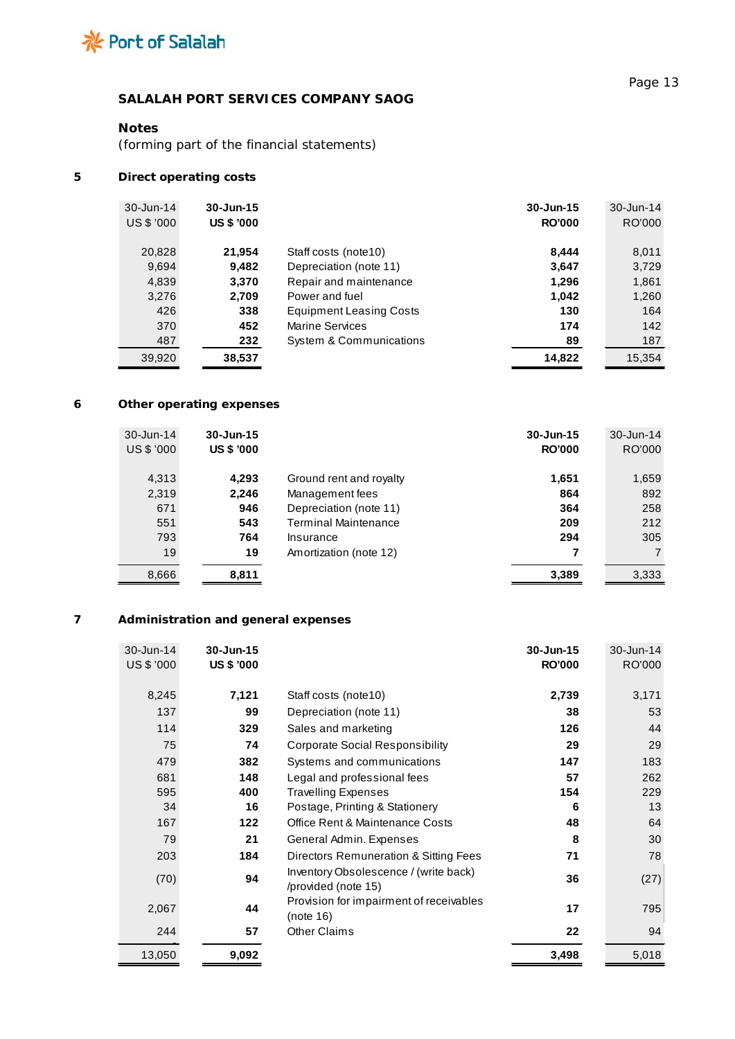Port of Salalah

**SALALAH PORT SERVICES COMPANY SAOG**

**Notes**

(forming part of the financial statements)

## 5 Direct operating costs

| 30-Jun-14 US $ '000 | 30-Jun-15 US $ '000 | | 30-Jun-15 RO'000 | 30-Jun-14 RO'000 |
|---|---|---|---|---|
| 20,828 | **21,954** | Staff costs (note10) | **8,444** | 8,011 |
| 9,694 | **9,482** | Depreciation (note 11) | **3,647** | 3,729 |
| 4,839 | **3,370** | Repair and maintenance | **1,296** | 1,861 |
| 3,276 | **2,709** | Power and fuel | **1,042** | 1,260 |
| 426 | **338** | Equipment Leasing Costs | **130** | 164 |
| 370 | **452** | Marine Services | **174** | 142 |
| 487 | **232** | System & Communications | **89** | 187 |
| 39,920 | **38,537** | | **14,822** | 15,354 |

## 6 Other operating expenses

| 30-Jun-14 US $ '000 | 30-Jun-15 US $ '000 | | 30-Jun-15 RO'000 | 30-Jun-14 RO'000 |
|---|---|---|---|---|
| 4,313 | **4,293** | Ground rent and royalty | **1,651** | 1,659 |
| 2,319 | **2,246** | Management fees | **864** | 892 |
| 671 | **946** | Depreciation (note 11) | **364** | 258 |
| 551 | **543** | Terminal Maintenance | **209** | 212 |
| 793 | **764** | Insurance | **294** | 305 |
| 19 | **19** | Amortization (note 12) | **7** | 7 |
| 8,666 | **8,811** | | **3,389** | 3,333 |

## 7 Administration and general expenses

| 30-Jun-14 US $ '000 | 30-Jun-15 US $ '000 | | 30-Jun-15 RO'000 | 30-Jun-14 RO'000 |
|---|---|---|---|---|
| 8,245 | **7,121** | Staff costs (note10) | **2,739** | 3,171 |
| 137 | **99** | Depreciation (note 11) | **38** | 53 |
| 114 | **329** | Sales and marketing | **126** | 44 |
| 75 | **74** | Corporate Social Responsibility | **29** | 29 |
| 479 | **382** | Systems and communications | **147** | 183 |
| 681 | **148** | Legal and professional fees | **57** | 262 |
| 595 | **400** | Travelling Expenses | **154** | 229 |
| 34 | **16** | Postage, Printing & Stationery | **6** | 13 |
| 167 | **122** | Office Rent & Maintenance Costs | **48** | 64 |
| 79 | **21** | General Admin. Expenses | **8** | 30 |
| 203 | **184** | Directors Remuneration & Sitting Fees | **71** | 78 |
| (70) | **94** | Inventory Obsolescence / (write back) /provided (note 15) | **36** | (27) |
| 2,067 | **44** | Provision for impairment of receivables (note 16) | **17** | 795 |
| 244 | **57** | Other Claims | **22** | 94 |
| 13,050 | **9,092** | | **3,498** | 5,018 |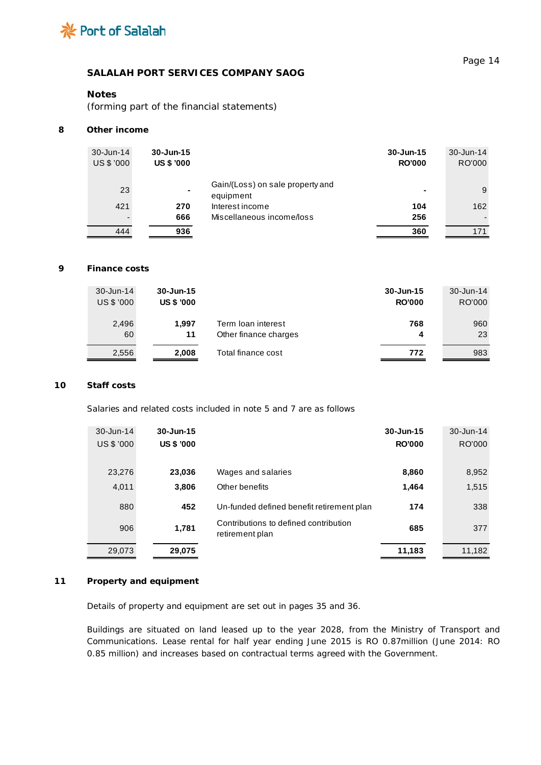SALALAH PORT SERVICES COMPANY SAOG

**Notes**
(forming part of the financial statements)

## 8 Other income

| 30-Jun-14 US $ '000 | 30-Jun-15 US $ '000 | | 30-Jun-15 RO'000 | 30-Jun-14 RO'000 |
|---|---|---|---|---|
| 23 | - | Gain/(Loss) on sale property and equipment | - | 9 |
| 421 | 270 | Interest income | 104 | 162 |
| - | 666 | Miscellaneous income/loss | 256 | - |
| 444 | 936 | | 360 | 171 |

## 9 Finance costs

| 30-Jun-14 US $ '000 | 30-Jun-15 US $ '000 | | 30-Jun-15 RO'000 | 30-Jun-14 RO'000 |
|---|---|---|---|---|
| 2,496 | 1,997 | Term loan interest | 768 | 960 |
| 60 | 11 | Other finance charges | 4 | 23 |
| 2,556 | 2,008 | Total finance cost | 772 | 983 |

## 10 Staff costs

Salaries and related costs included in note 5 and 7 are as follows

| 30-Jun-14 US $ '000 | 30-Jun-15 US $ '000 | | 30-Jun-15 RO'000 | 30-Jun-14 RO'000 |
|---|---|---|---|---|
| 23,276 | 23,036 | Wages and salaries | 8,860 | 8,952 |
| 4,011 | 3,806 | Other benefits | 1,464 | 1,515 |
| 880 | 452 | Un-funded defined benefit retirement plan | 174 | 338 |
| 906 | 1,781 | Contributions to defined contribution retirement plan | 685 | 377 |
| 29,073 | 29,075 | | 11,183 | 11,182 |

## 11 Property and equipment

Details of property and equipment are set out in pages 35 and 36.

Buildings are situated on land leased up to the year 2028, from the Ministry of Transport and Communications. Lease rental for half year ending June 2015 is RO 0.87million (June 2014: RO 0.85 million) and increases based on contractual terms agreed with the Government.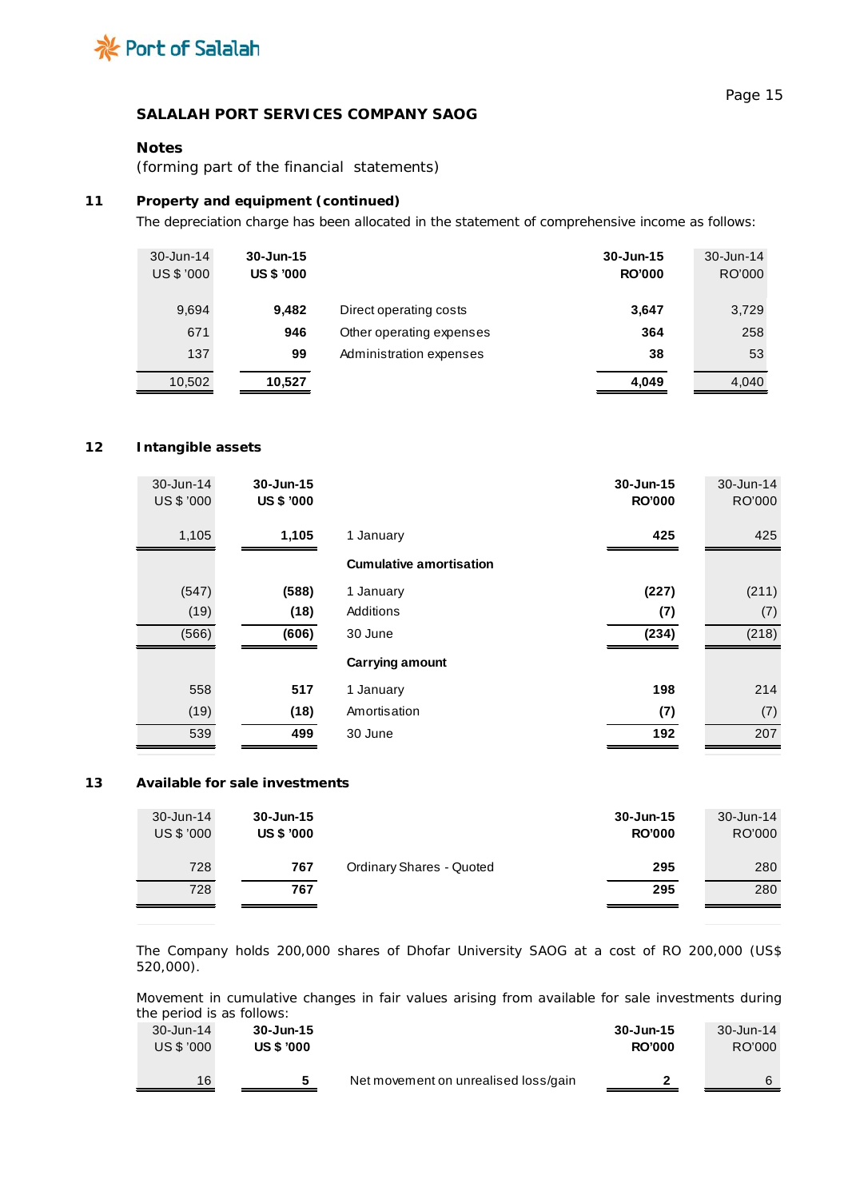**SALALAH PORT SERVICES COMPANY SAOG**

**Notes**
(forming part of the financial statements)

## 11 Property and equipment (continued)

The depreciation charge has been allocated in the statement of comprehensive income as follows:

| 30-Jun-14 US $ '000 | **30-Jun-15 US $ '000** | | **30-Jun-15 RO'000** | 30-Jun-14 RO'000 |
|---|---|---|---|---|
| 9,694 | **9,482** | Direct operating costs | **3,647** | 3,729 |
| 671 | **946** | Other operating expenses | **364** | 258 |
| 137 | **99** | Administration expenses | **38** | 53 |
| 10,502 | **10,527** | | **4,049** | 4,040 |

## 12 Intangible assets

| 30-Jun-14 US $ '000 | **30-Jun-15 US $ '000** | | **30-Jun-15 RO'000** | 30-Jun-14 RO'000 |
|---|---|---|---|---|
| 1,105 | **1,105** | 1 January | **425** | 425 |
| | | **Cumulative amortisation** | | |
| (547) | **(588)** | 1 January | **(227)** | (211) |
| (19) | **(18)** | Additions | **(7)** | (7) |
| (566) | **(606)** | 30 June | **(234)** | (218) |
| | | **Carrying amount** | | |
| 558 | **517** | 1 January | **198** | 214 |
| (19) | **(18)** | Amortisation | **(7)** | (7) |
| 539 | **499** | 30 June | **192** | 207 |

## 13 Available for sale investments

| 30-Jun-14 US $ '000 | **30-Jun-15 US $ '000** | | **30-Jun-15 RO'000** | 30-Jun-14 RO'000 |
|---|---|---|---|---|
| 728 | **767** | Ordinary Shares - Quoted | **295** | 280 |
| 728 | **767** | | **295** | 280 |

The Company holds 200,000 shares of Dhofar University SAOG at a cost of RO 200,000 (US$ 520,000).

Movement in cumulative changes in fair values arising from available for sale investments during the period is as follows:

| 30-Jun-14 US $ '000 | **30-Jun-15 US $ '000** | | **30-Jun-15 RO'000** | 30-Jun-14 RO'000 |
|---|---|---|---|---|
| 16 | **5** | Net movement on unrealised loss/gain | **2** | 6 |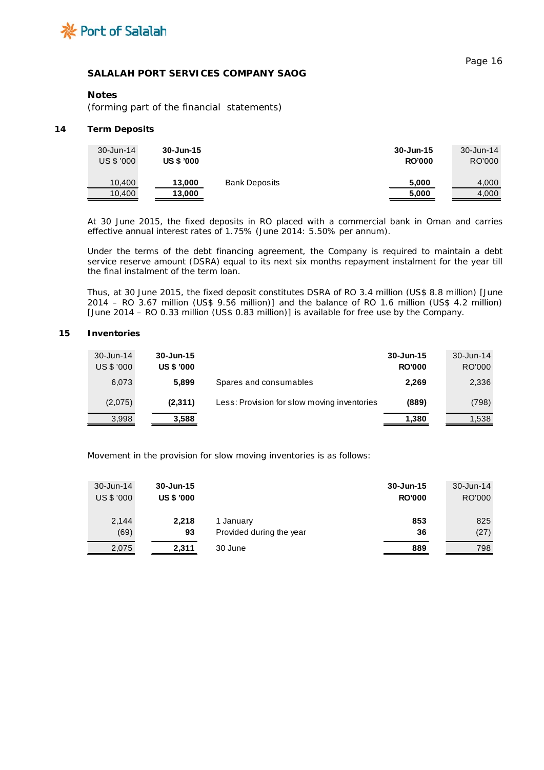**SALALAH PORT SERVICES COMPANY SAOG**

**Notes**

(forming part of the financial statements)

## 14 Term Deposits

| 30-Jun-14 US $ '000 | **30-Jun-15 US $ '000** | | **30-Jun-15 RO'000** | 30-Jun-14 RO'000 |
|---|---|---|---|---|
| 10,400 | **13,000** | Bank Deposits | **5,000** | 4,000 |
| 10,400 | **13,000** | | **5,000** | 4,000 |

At 30 June 2015, the fixed deposits in RO placed with a commercial bank in Oman and carries effective annual interest rates of 1.75% (June 2014: 5.50% per annum).

Under the terms of the debt financing agreement, the Company is required to maintain a debt service reserve amount (DSRA) equal to its next six months repayment instalment for the year till the final instalment of the term loan.

Thus, at 30 June 2015, the fixed deposit constitutes DSRA of RO 3.4 million (US$ 8.8 million) [June 2014 – RO 3.67 million (US$ 9.56 million)] and the balance of RO 1.6 million (US$ 4.2 million) [June 2014 – RO 0.33 million (US$ 0.83 million)] is available for free use by the Company.

## 15 Inventories

| 30-Jun-14 US $ '000 | **30-Jun-15 US $ '000** | | **30-Jun-15 RO'000** | 30-Jun-14 RO'000 |
|---|---|---|---|---|
| 6,073 | **5,899** | Spares and consumables | **2,269** | 2,336 |
| (2,075) | **(2,311)** | Less: Provision for slow moving inventories | **(889)** | (798) |
| 3,998 | **3,588** | | **1,380** | 1,538 |

Movement in the provision for slow moving inventories is as follows:

| 30-Jun-14 US $ '000 | **30-Jun-15 US $ '000** | | **30-Jun-15 RO'000** | 30-Jun-14 RO'000 |
|---|---|---|---|---|
| 2,144 | **2,218** | 1 January | **853** | 825 |
| (69) | **93** | Provided during the year | **36** | (27) |
| 2,075 | **2,311** | 30 June | **889** | 798 |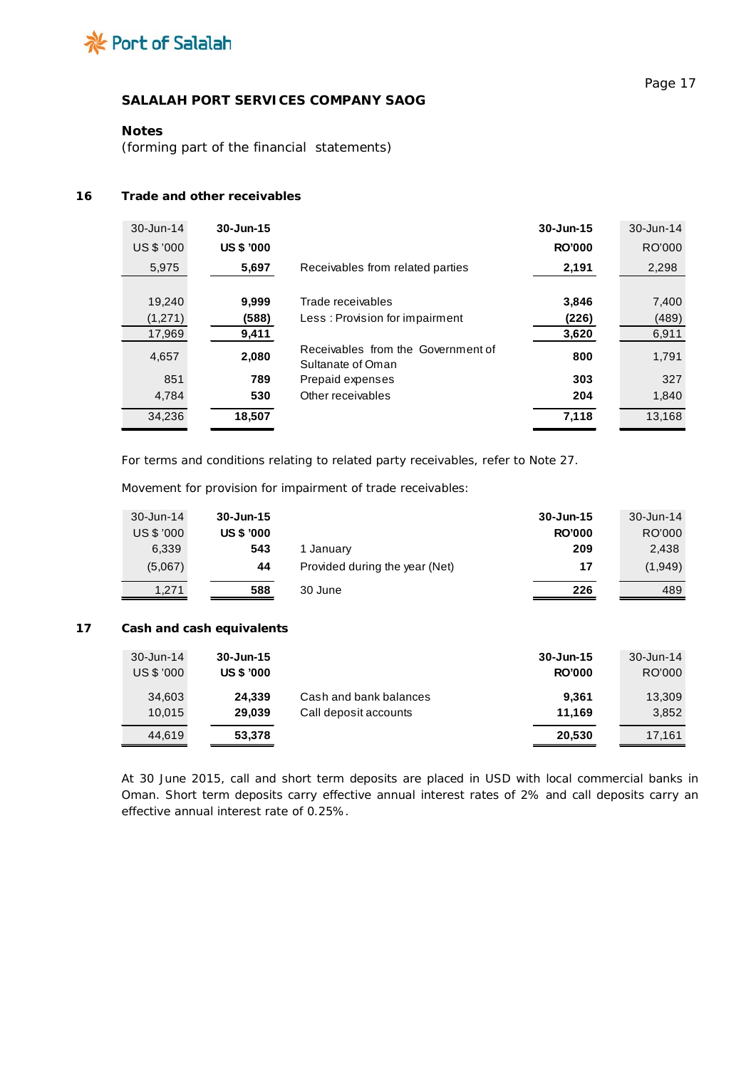## SALAHAH PORT SERVICES COMPANY SAOG

### Notes
(forming part of the financial statements)

### 16 Trade and other receivables

| 30-Jun-14 | 30-Jun-15 | | 30-Jun-15 | 30-Jun-14 |
|---|---|---|---|---|
| US $ '000 | **US $ '000** | | **RO'000** | RO'000 |
| 5,975 | **5,697** | Receivables from related parties | **2,191** | 2,298 |
| | | | | |
| 19,240 | **9,999** | Trade receivables | **3,846** | 7,400 |
| (1,271) | **(588)** | Less : Provision for impairment | **(226)** | (489) |
| 17,969 | **9,411** | | **3,620** | 6,911 |
| 4,657 | **2,080** | Receivables from the Government of Sultanate of Oman | **800** | 1,791 |
| 851 | **789** | Prepaid expenses | **303** | 327 |
| 4,784 | **530** | Other receivables | **204** | 1,840 |
| 34,236 | **18,507** | | **7,118** | 13,168 |

For terms and conditions relating to related party receivables, refer to Note 27.

Movement for provision for impairment of trade receivables:

| 30-Jun-14 | 30-Jun-15 | | 30-Jun-15 | 30-Jun-14 |
|---|---|---|---|---|
| US $ '000 | **US $ '000** | | **RO'000** | RO'000 |
| 6,339 | **543** | 1 January | **209** | 2,438 |
| (5,067) | **44** | Provided during the year (Net) | **17** | (1,949) |
| 1,271 | **588** | 30 June | **226** | 489 |

### 17 Cash and cash equivalents

| 30-Jun-14 | 30-Jun-15 | | 30-Jun-15 | 30-Jun-14 |
|---|---|---|---|---|
| US $ '000 | **US $ '000** | | **RO'000** | RO'000 |
| 34,603 | **24,339** | Cash and bank balances | **9,361** | 13,309 |
| 10,015 | **29,039** | Call deposit accounts | **11,169** | 3,852 |
| 44,619 | **53,378** | | **20,530** | 17,161 |

At 30 June 2015, call and short term deposits are placed in USD with local commercial banks in Oman. Short term deposits carry effective annual interest rates of 2% and call deposits carry an effective annual interest rate of 0.25%.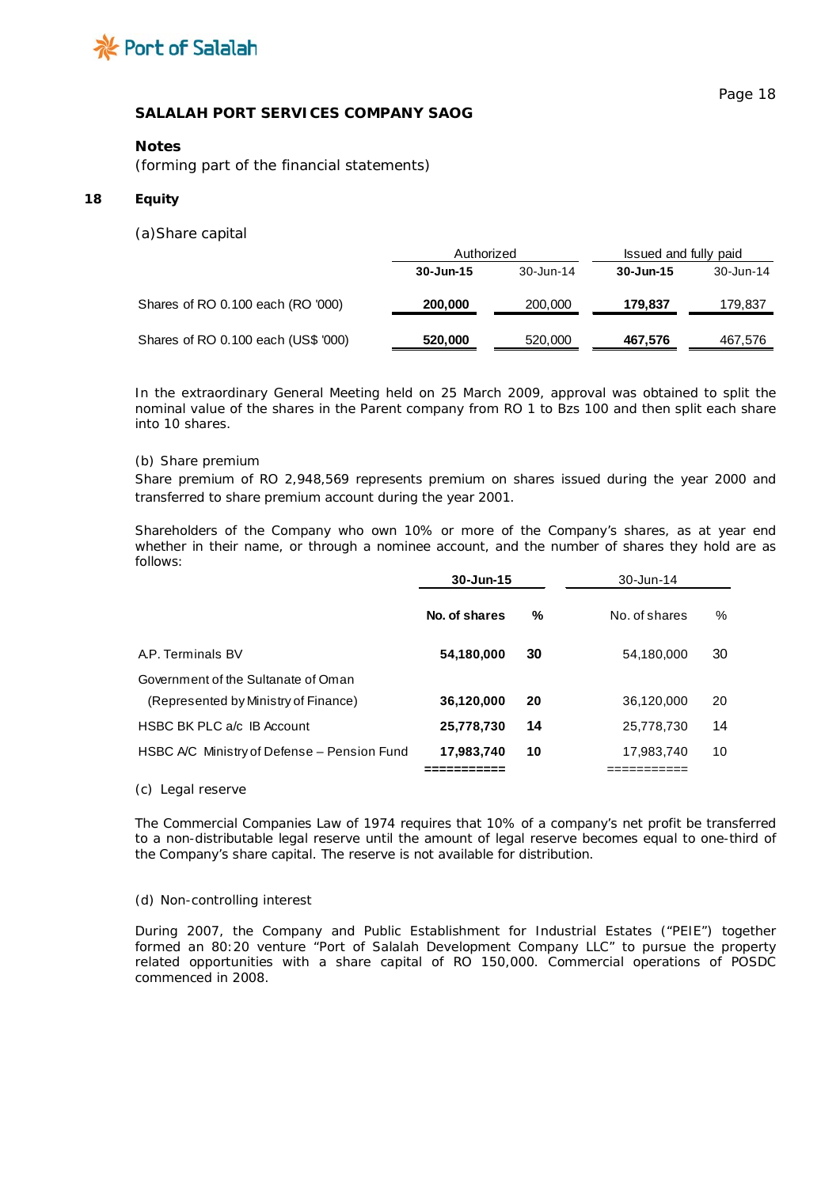## SALALAH PORT SERVICES COMPANY SAOG

### Notes

(forming part of the financial statements)

### 18 Equity

(a) Share capital

| | Authorized | | Issued and fully paid | |
|---|---|---|---|---|
| | **30-Jun-15** | 30-Jun-14 | **30-Jun-15** | 30-Jun-14 |
| Shares of RO 0.100 each (RO '000) | **200,000** | 200,000 | **179,837** | 179,837 |
| Shares of RO 0.100 each (US$ '000) | **520,000** | 520,000 | **467,576** | 467,576 |

In the extraordinary General Meeting held on 25 March 2009, approval was obtained to split the nominal value of the shares in the Parent company from RO 1 to Bzs 100 and then split each share into 10 shares.

(b) Share premium

Share premium of RO 2,948,569 represents premium on shares issued during the year 2000 and transferred to share premium account during the year 2001.

Shareholders of the Company who own 10% or more of the Company's shares, as at year end whether in their name, or through a nominee account, and the number of shares they hold are as follows:

| | **30-Jun-15** | | 30-Jun-14 | |
|---|---|---|---|---|
| | **No. of shares** | **%** | No. of shares | % |
| A.P. Terminals BV | **54,180,000** | **30** | 54,180,000 | 30 |
| Government of the Sultanate of Oman (Represented by Ministry of Finance) | **36,120,000** | **20** | 36,120,000 | 20 |
| HSBC BK PLC a/c IB Account | **25,778,730** | **14** | 25,778,730 | 14 |
| HSBC A/C Ministry of Defense – Pension Fund | **17,983,740** | **10** | 17,983,740 | 10 |

(c) Legal reserve

The Commercial Companies Law of 1974 requires that 10% of a company's net profit be transferred to a non-distributable legal reserve until the amount of legal reserve becomes equal to one-third of the Company's share capital. The reserve is not available for distribution.

(d) Non-controlling interest

During 2007, the Company and Public Establishment for Industrial Estates ("PEIE") together formed an 80:20 venture "Port of Salalah Development Company LLC" to pursue the property related opportunities with a share capital of RO 150,000. Commercial operations of POSDC commenced in 2008.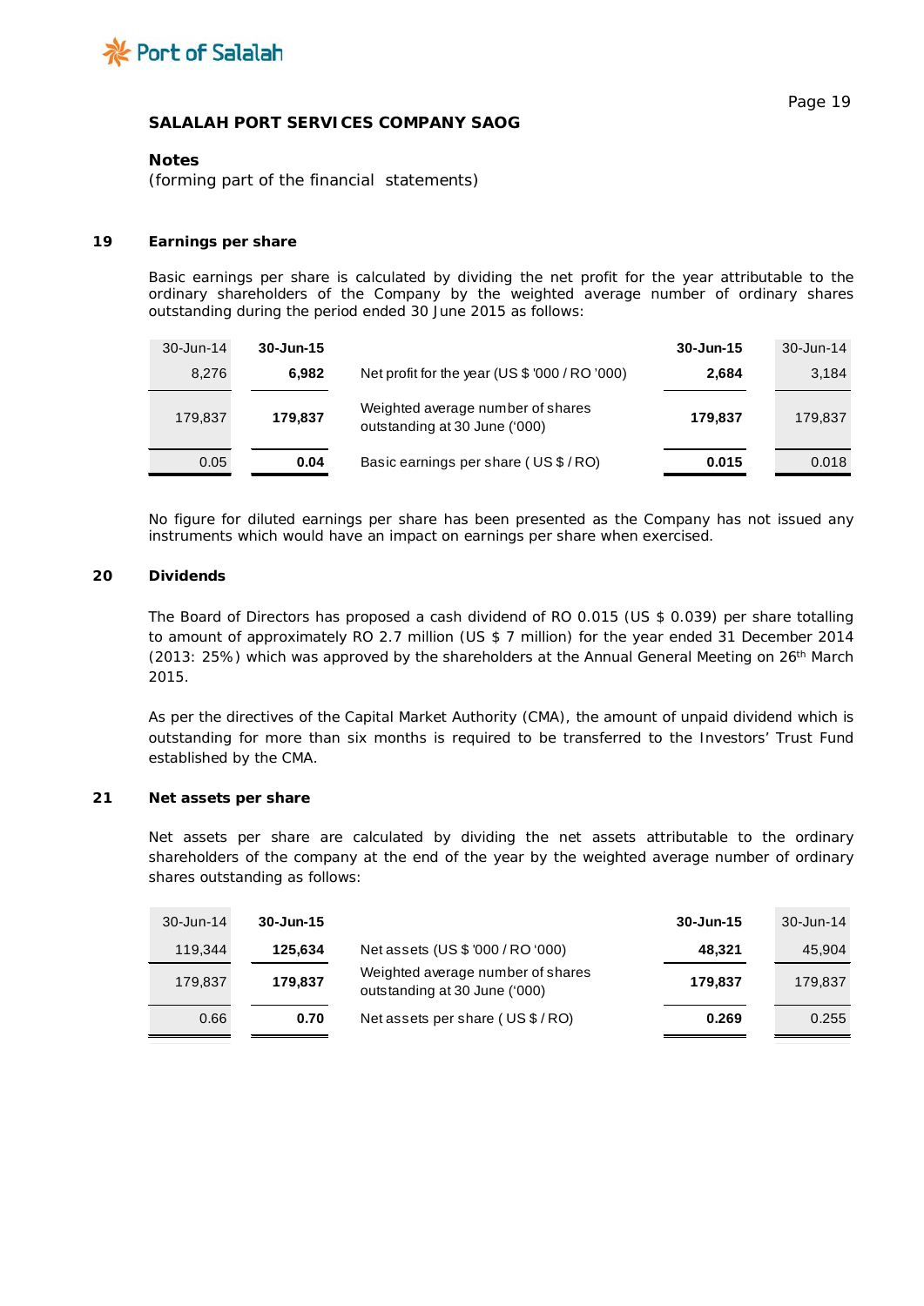Port of Salalah

**SALALAH PORT SERVICES COMPANY SAOG**

**Notes**
(forming part of the financial statements)

## 19 Earnings per share

Basic earnings per share is calculated by dividing the net profit for the year attributable to the ordinary shareholders of the Company by the weighted average number of ordinary shares outstanding during the period ended 30 June 2015 as follows:

| 30-Jun-14 | **30-Jun-15** | | **30-Jun-15** | 30-Jun-14 |
|---|---|---|---|---|
| 8,276 | **6,982** | Net profit for the year (US $ '000 / RO '000) | **2,684** | 3,184 |
| 179,837 | **179,837** | Weighted average number of shares outstanding at 30 June ('000) | **179,837** | 179,837 |
| 0.05 | **0.04** | Basic earnings per share ( US $ / RO) | **0.015** | 0.018 |

No figure for diluted earnings per share has been presented as the Company has not issued any instruments which would have an impact on earnings per share when exercised.

## 20 Dividends

The Board of Directors has proposed a cash dividend of RO 0.015 (US $ 0.039) per share totalling to amount of approximately RO 2.7 million (US $ 7 million) for the year ended 31 December 2014 (2013: 25%) which was approved by the shareholders at the Annual General Meeting on 26th March 2015.

As per the directives of the Capital Market Authority (CMA), the amount of unpaid dividend which is outstanding for more than six months is required to be transferred to the Investors' Trust Fund established by the CMA.

## 21 Net assets per share

Net assets per share are calculated by dividing the net assets attributable to the ordinary shareholders of the company at the end of the year by the weighted average number of ordinary shares outstanding as follows:

| 30-Jun-14 | **30-Jun-15** | | **30-Jun-15** | 30-Jun-14 |
|---|---|---|---|---|
| 119,344 | **125,634** | Net assets (US $ '000 / RO '000) | **48,321** | 45,904 |
| 179,837 | **179,837** | Weighted average number of shares outstanding at 30 June ('000) | **179,837** | 179,837 |
| 0.66 | **0.70** | Net assets per share ( US $ / RO) | **0.269** | 0.255 |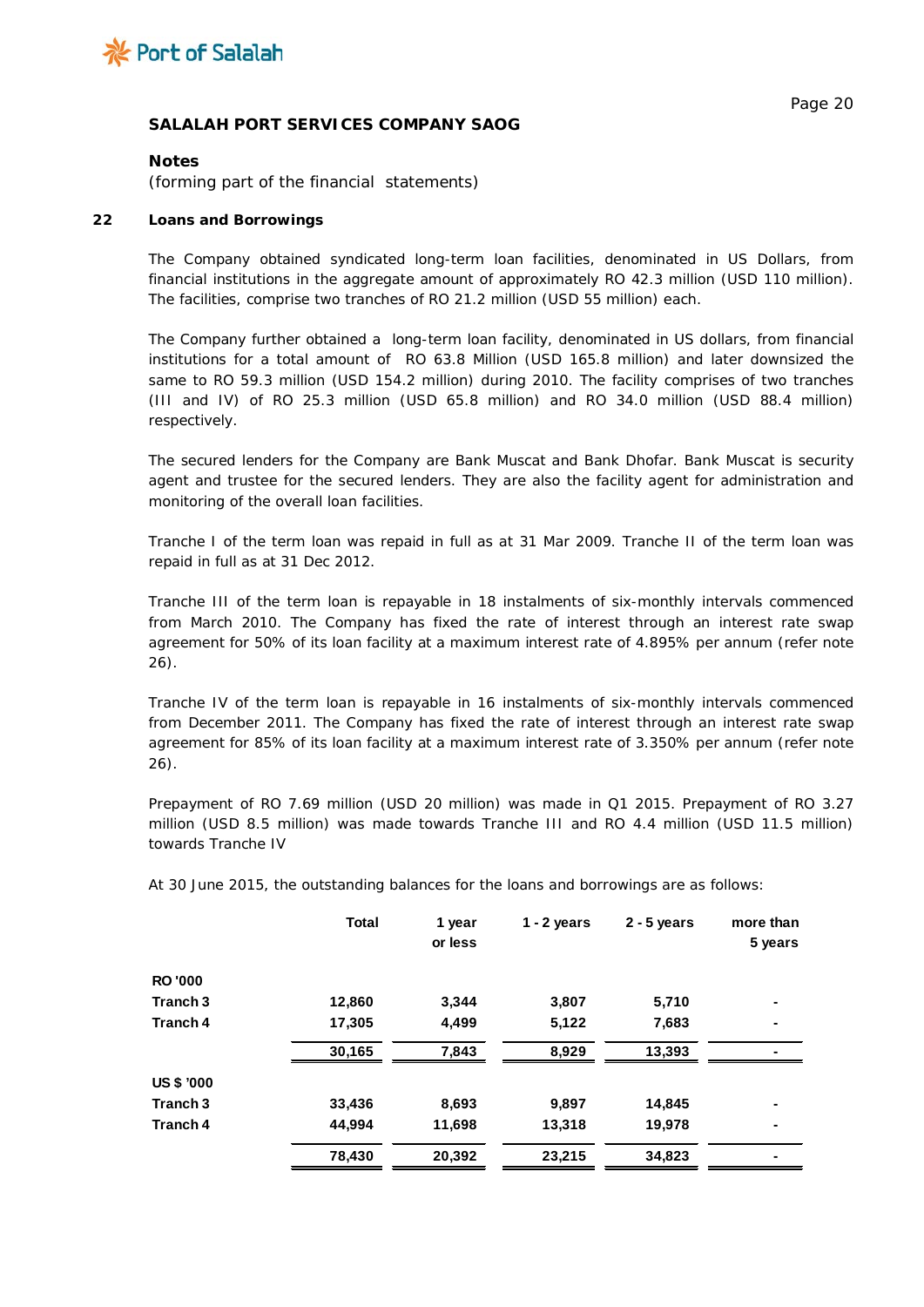**SALALAH PORT SERVICES COMPANY SAOG**

**Notes**
(forming part of the financial statements)

## 22 Loans and Borrowings

The Company obtained syndicated long-term loan facilities, denominated in US Dollars, from financial institutions in the aggregate amount of approximately RO 42.3 million (USD 110 million). The facilities, comprise two tranches of RO 21.2 million (USD 55 million) each.

The Company further obtained a long-term loan facility, denominated in US dollars, from financial institutions for a total amount of RO 63.8 Million (USD 165.8 million) and later downsized the same to RO 59.3 million (USD 154.2 million) during 2010. The facility comprises of two tranches (III and IV) of RO 25.3 million (USD 65.8 million) and RO 34.0 million (USD 88.4 million) respectively.

The secured lenders for the Company are Bank Muscat and Bank Dhofar. Bank Muscat is security agent and trustee for the secured lenders. They are also the facility agent for administration and monitoring of the overall loan facilities.

Tranche I of the term loan was repaid in full as at 31 Mar 2009. Tranche II of the term loan was repaid in full as at 31 Dec 2012.

Tranche III of the term loan is repayable in 18 instalments of six-monthly intervals commenced from March 2010. The Company has fixed the rate of interest through an interest rate swap agreement for 50% of its loan facility at a maximum interest rate of 4.895% per annum (refer note 26).

Tranche IV of the term loan is repayable in 16 instalments of six-monthly intervals commenced from December 2011. The Company has fixed the rate of interest through an interest rate swap agreement for 85% of its loan facility at a maximum interest rate of 3.350% per annum (refer note 26).

Prepayment of RO 7.69 million (USD 20 million) was made in Q1 2015. Prepayment of RO 3.27 million (USD 8.5 million) was made towards Tranche III and RO 4.4 million (USD 11.5 million) towards Tranche IV

At 30 June 2015, the outstanding balances for the loans and borrowings are as follows:

| | Total | 1 year or less | 1 - 2 years | 2 - 5 years | more than 5 years |
|---|---|---|---|---|---|
| **RO '000** | | | | | |
| Tranch 3 | 12,860 | 3,344 | 3,807 | 5,710 | - |
| Tranch 4 | 17,305 | 4,499 | 5,122 | 7,683 | - |
| | 30,165 | 7,843 | 8,929 | 13,393 | - |
| **US $ '000** | | | | | |
| Tranch 3 | 33,436 | 8,693 | 9,897 | 14,845 | - |
| Tranch 4 | 44,994 | 11,698 | 13,318 | 19,978 | - |
| | 78,430 | 20,392 | 23,215 | 34,823 | - |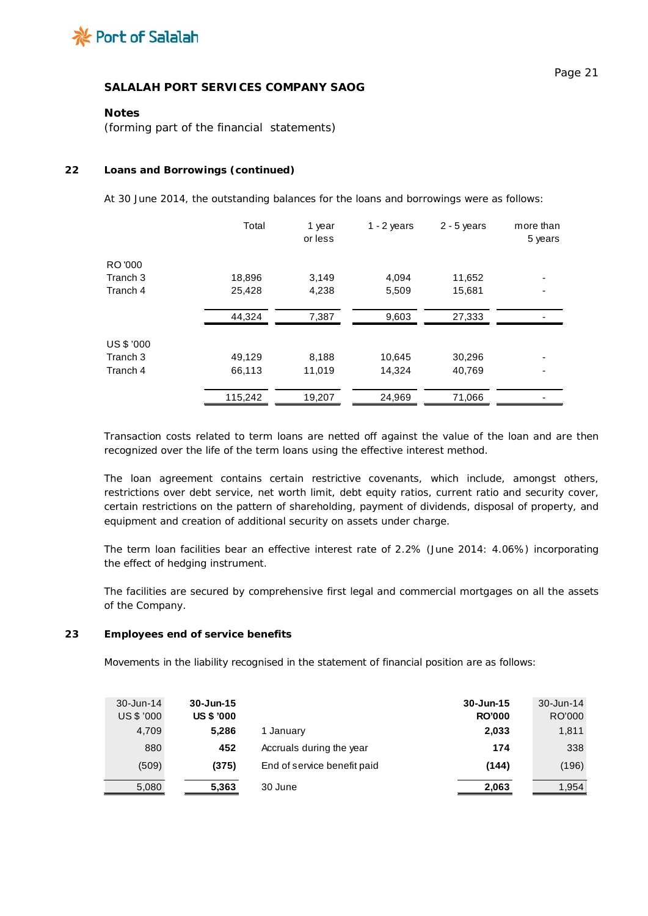## SALALAH PORT SERVICES COMPANY SAOG

### Notes

(forming part of the financial statements)

### 22 Loans and Borrowings (continued)

At 30 June 2014, the outstanding balances for the loans and borrowings were as follows:

| | Total | 1 year or less | 1 - 2 years | 2 - 5 years | more than 5 years |
|---|---|---|---|---|---|
| RO '000 | | | | | |
| Tranch 3 | 18,896 | 3,149 | 4,094 | 11,652 | - |
| Tranch 4 | 25,428 | 4,238 | 5,509 | 15,681 | - |
| | 44,324 | 7,387 | 9,603 | 27,333 | - |
| US $ '000 | | | | | |
| Tranch 3 | 49,129 | 8,188 | 10,645 | 30,296 | - |
| Tranch 4 | 66,113 | 11,019 | 14,324 | 40,769 | - |
| | 115,242 | 19,207 | 24,969 | 71,066 | - |

Transaction costs related to term loans are netted off against the value of the loan and are then recognized over the life of the term loans using the effective interest method.

The loan agreement contains certain restrictive covenants, which include, amongst others, restrictions over debt service, net worth limit, debt equity ratios, current ratio and security cover, certain restrictions on the pattern of shareholding, payment of dividends, disposal of property, and equipment and creation of additional security on assets under charge.

The term loan facilities bear an effective interest rate of 2.2% (June 2014: 4.06%) incorporating the effect of hedging instrument.

The facilities are secured by comprehensive first legal and commercial mortgages on all the assets of the Company.

### 23 Employees end of service benefits

Movements in the liability recognised in the statement of financial position are as follows:

| 30-Jun-14 US $ '000 | **30-Jun-15 US $ '000** | | **30-Jun-15 RO'000** | 30-Jun-14 RO'000 |
|---|---|---|---|---|
| 4,709 | **5,286** | 1 January | **2,033** | 1,811 |
| 880 | **452** | Accruals during the year | **174** | 338 |
| (509) | **(375)** | End of service benefit paid | **(144)** | (196) |
| 5,080 | **5,363** | 30 June | **2,063** | 1,954 |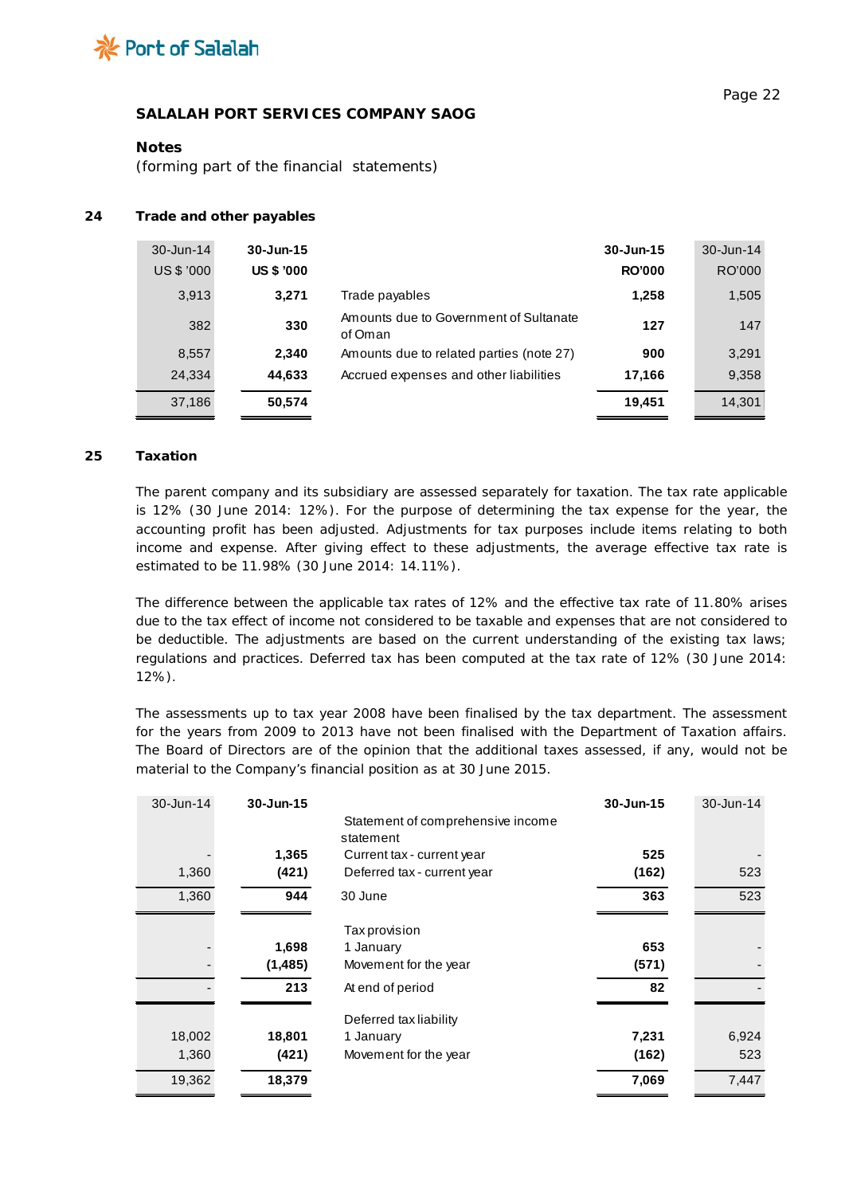**SALALAH PORT SERVICES COMPANY SAOG**

**Notes**
(forming part of the financial statements)

## 24 Trade and other payables

| 30-Jun-14 US $ '000 | **30-Jun-15 US $ '000** | | **30-Jun-15 RO'000** | 30-Jun-14 RO'000 |
|---|---|---|---|---|
| 3,913 | **3,271** | Trade payables | **1,258** | 1,505 |
| 382 | **330** | Amounts due to Government of Sultanate of Oman | **127** | 147 |
| 8,557 | **2,340** | Amounts due to related parties (note 27) | **900** | 3,291 |
| 24,334 | **44,633** | Accrued expenses and other liabilities | **17,166** | 9,358 |
| 37,186 | **50,574** | | **19,451** | 14,301 |

## 25 Taxation

The parent company and its subsidiary are assessed separately for taxation. The tax rate applicable is 12% (30 June 2014: 12%). For the purpose of determining the tax expense for the year, the accounting profit has been adjusted. Adjustments for tax purposes include items relating to both income and expense. After giving effect to these adjustments, the average effective tax rate is estimated to be 11.98% (30 June 2014: 14.11%).

The difference between the applicable tax rates of 12% and the effective tax rate of 11.80% arises due to the tax effect of income not considered to be taxable and expenses that are not considered to be deductible. The adjustments are based on the current understanding of the existing tax laws; regulations and practices. Deferred tax has been computed at the tax rate of 12% (30 June 2014: 12%).

The assessments up to tax year 2008 have been finalised by the tax department. The assessment for the years from 2009 to 2013 have not been finalised with the Department of Taxation affairs. The Board of Directors are of the opinion that the additional taxes assessed, if any, would not be material to the Company's financial position as at 30 June 2015.

| 30-Jun-14 | **30-Jun-15** | | **30-Jun-15** | 30-Jun-14 |
|---|---|---|---|---|
| | | Statement of comprehensive income statement | | |
| - | **1,365** | Current tax - current year | **525** | - |
| 1,360 | **(421)** | Deferred tax - current year | **(162)** | 523 |
| 1,360 | **944** | 30 June | **363** | 523 |
| | | Tax provision | | |
| - | **1,698** | 1 January | **653** | - |
| - | **(1,485)** | Movement for the year | **(571)** | - |
| - | **213** | At end of period | **82** | - |
| | | Deferred tax liability | | |
| 18,002 | **18,801** | 1 January | **7,231** | 6,924 |
| 1,360 | **(421)** | Movement for the year | **(162)** | 523 |
| 19,362 | **18,379** | | **7,069** | 7,447 |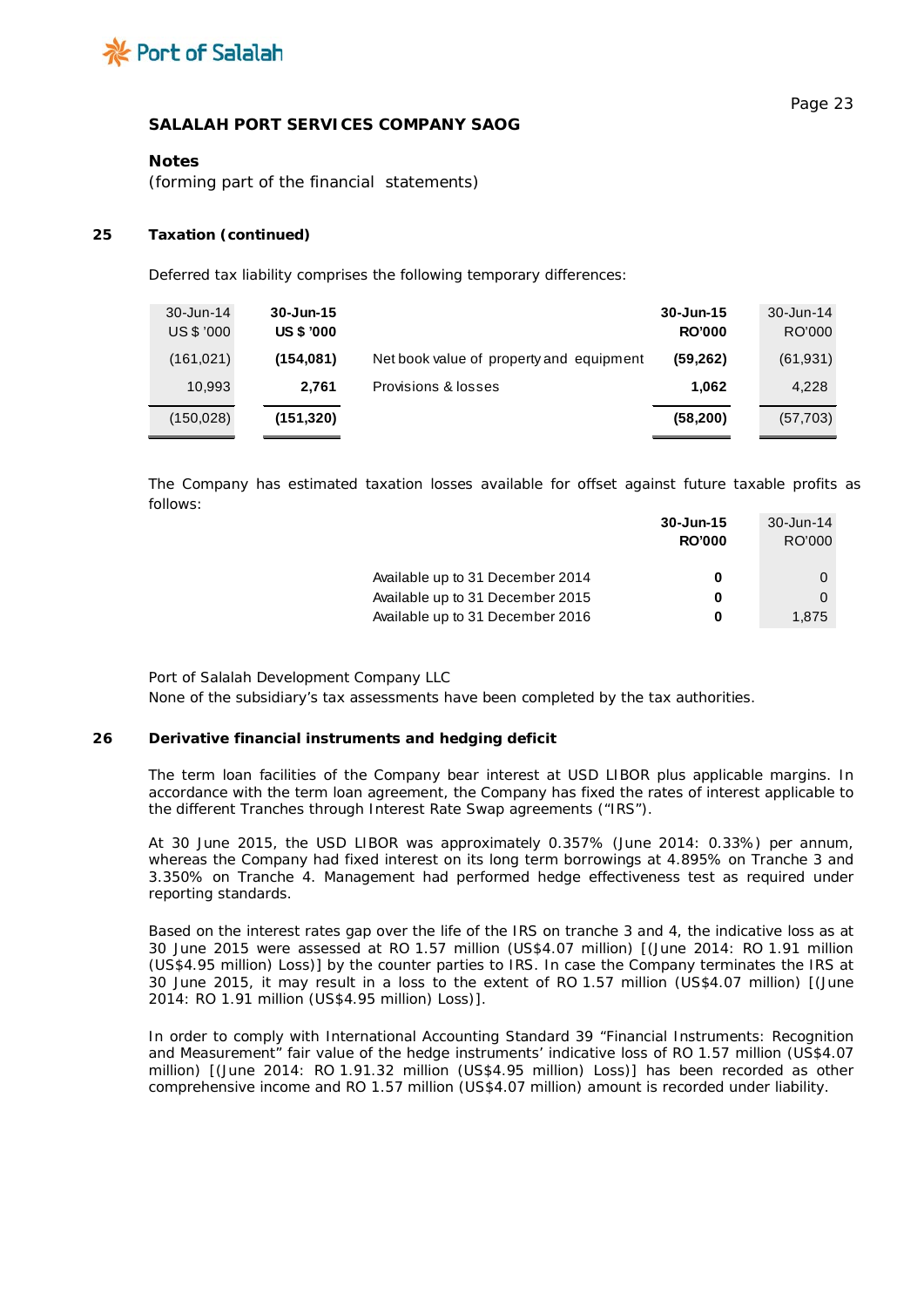**SALALAH PORT SERVICES COMPANY SAOG**

**Notes**

(forming part of the financial statements)

**25 Taxation (continued)**

Deferred tax liability comprises the following temporary differences:

| 30-Jun-14 US $ '000 | **30-Jun-15 US $ '000** | | **30-Jun-15 RO'000** | 30-Jun-14 RO'000 |
|---|---|---|---|---|
| (161,021) | **(154,081)** | Net book value of property and equipment | **(59,262)** | (61,931) |
| 10,993 | **2,761** | Provisions & losses | **1,062** | 4,228 |
| (150,028) | **(151,320)** | | **(58,200)** | (57,703) |

The Company has estimated taxation losses available for offset against future taxable profits as follows:

| | **30-Jun-15 RO'000** | 30-Jun-14 RO'000 |
|---|---|---|
| Available up to 31 December 2014 | **0** | 0 |
| Available up to 31 December 2015 | **0** | 0 |
| Available up to 31 December 2016 | **0** | 1,875 |

Port of Salalah Development Company LLC

None of the subsidiary's tax assessments have been completed by the tax authorities.

**26 Derivative financial instruments and hedging deficit**

The term loan facilities of the Company bear interest at USD LIBOR plus applicable margins. In accordance with the term loan agreement, the Company has fixed the rates of interest applicable to the different Tranches through Interest Rate Swap agreements ("IRS").

At 30 June 2015, the USD LIBOR was approximately 0.357% (June 2014: 0.33%) per annum, whereas the Company had fixed interest on its long term borrowings at 4.895% on Tranche 3 and 3.350% on Tranche 4. Management had performed hedge effectiveness test as required under reporting standards.

Based on the interest rates gap over the life of the IRS on tranche 3 and 4, the indicative loss as at 30 June 2015 were assessed at RO 1.57 million (US$4.07 million) [(June 2014: RO 1.91 million (US$4.95 million) Loss)] by the counter parties to IRS. In case the Company terminates the IRS at 30 June 2015, it may result in a loss to the extent of RO 1.57 million (US$4.07 million) [(June 2014: RO 1.91 million (US$4.95 million) Loss)].

In order to comply with International Accounting Standard 39 "Financial Instruments: Recognition and Measurement" fair value of the hedge instruments' indicative loss of RO 1.57 million (US$4.07 million) [(June 2014: RO 1.91.32 million (US$4.95 million) Loss)] has been recorded as other comprehensive income and RO 1.57 million (US$4.07 million) amount is recorded under liability.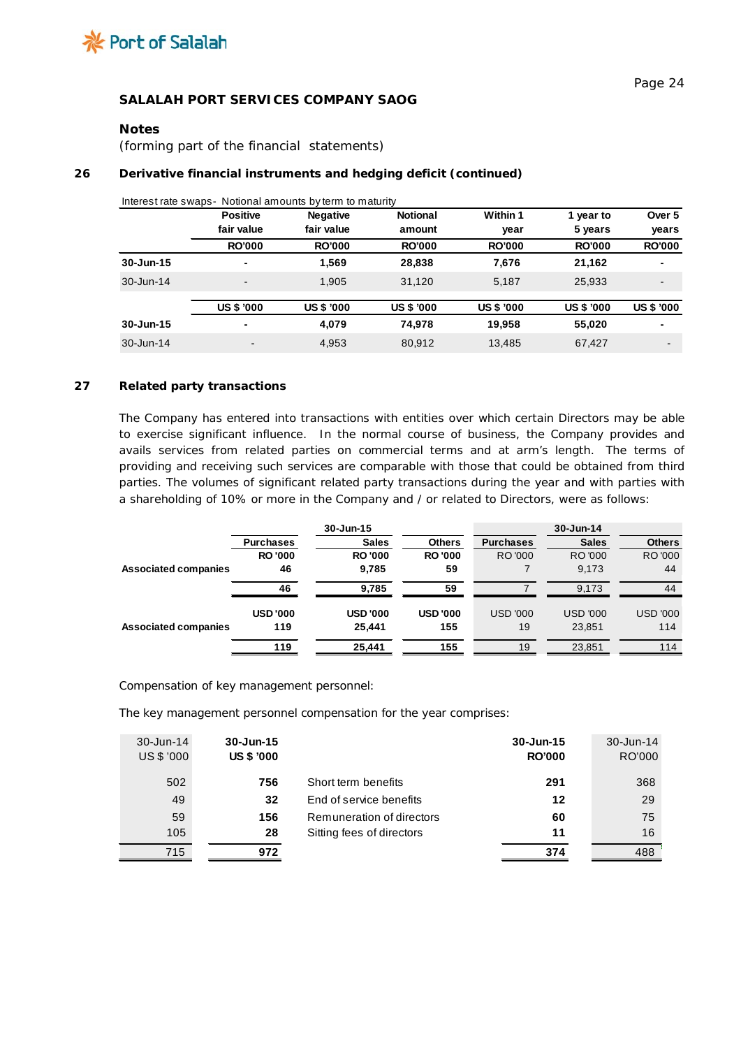**SALALAH PORT SERVICES COMPANY SAOG**

**Notes**

(forming part of the financial statements)

## 26 Derivative financial instruments and hedging deficit (continued)

Interest rate swaps- Notional amounts by term to maturity

| | Positive fair value | Negative fair value | Notional amount | Within 1 year | 1 year to 5 years | Over 5 years |
|---|---|---|---|---|---|---|
| | RO'000 | RO'000 | RO'000 | RO'000 | RO'000 | RO'000 |
| **30-Jun-15** | **-** | **1,569** | **28,838** | **7,676** | **21,162** | **-** |
| 30-Jun-14 | - | 1,905 | 31,120 | 5,187 | 25,933 | - |
| | US $ '000 | US $ '000 | US $ '000 | US $ '000 | US $ '000 | US $ '000 |
| **30-Jun-15** | **-** | **4,079** | **74,978** | **19,958** | **55,020** | **-** |
| 30-Jun-14 | - | 4,953 | 80,912 | 13,485 | 67,427 | - |

## 27 Related party transactions

The Company has entered into transactions with entities over which certain Directors may be able to exercise significant influence. In the normal course of business, the Company provides and avails services from related parties on commercial terms and at arm's length. The terms of providing and receiving such services are comparable with those that could be obtained from third parties. The volumes of significant related party transactions during the year and with parties with a shareholding of 10% or more in the Company and / or related to Directors, were as follows:

| | 30-Jun-15 | | | 30-Jun-14 | | |
|---|---|---|---|---|---|---|
| | Purchases | Sales | Others | Purchases | Sales | Others |
| | RO '000 | RO '000 | RO '000 | RO '000 | RO '000 | RO '000 |
| **Associated companies** | **46** | **9,785** | **59** | 7 | 9,173 | 44 |
| | **46** | **9,785** | **59** | 7 | 9,173 | 44 |
| | USD '000 | USD '000 | USD '000 | USD '000 | USD '000 | USD '000 |
| **Associated companies** | **119** | **25,441** | **155** | 19 | 23,851 | 114 |
| | **119** | **25,441** | **155** | 19 | 23,851 | 114 |

Compensation of key management personnel:

The key management personnel compensation for the year comprises:

| 30-Jun-14 US $ '000 | 30-Jun-15 US $ '000 | | 30-Jun-15 RO'000 | 30-Jun-14 RO'000 |
|---|---|---|---|---|
| 502 | **756** | Short term benefits | **291** | 368 |
| 49 | **32** | End of service benefits | **12** | 29 |
| 59 | **156** | Remuneration of directors | **60** | 75 |
| 105 | **28** | Sitting fees of directors | **11** | 16 |
| 715 | **972** | | **374** | 488 |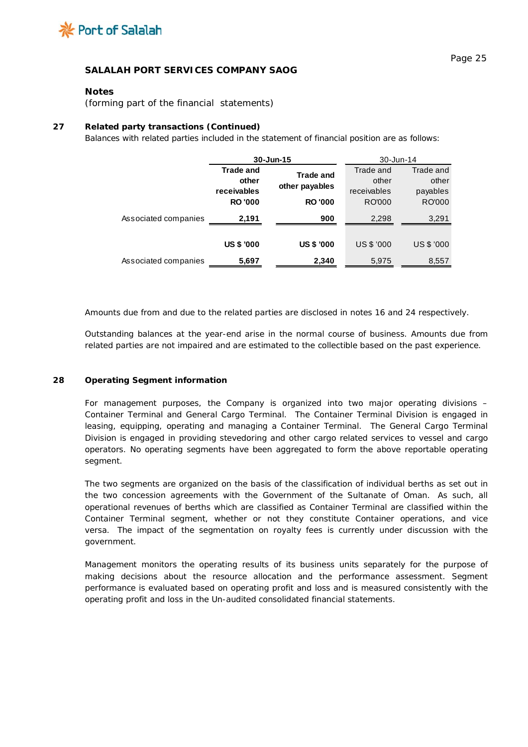**SALALAH PORT SERVICES COMPANY SAOG**

**Notes**
(forming part of the financial statements)

**27 Related party transactions (Continued)**

Balances with related parties included in the statement of financial position are as follows:

| | 30-Jun-15 | | 30-Jun-14 | |
|---|---|---|---|---|
| | Trade and other receivables | Trade and other payables | Trade and other receivables | Trade and other payables |
| | RO '000 | RO '000 | RO'000 | RO'000 |
| Associated companies | 2,191 | 900 | 2,298 | 3,291 |
| | US $ '000 | US $ '000 | US $ '000 | US $ '000 |
| Associated companies | 5,697 | 2,340 | 5,975 | 8,557 |

Amounts due from and due to the related parties are disclosed in notes 16 and 24 respectively.

Outstanding balances at the year-end arise in the normal course of business. Amounts due from related parties are not impaired and are estimated to the collectible based on the past experience.

**28 Operating Segment information**

For management purposes, the Company is organized into two major operating divisions – Container Terminal and General Cargo Terminal. The Container Terminal Division is engaged in leasing, equipping, operating and managing a Container Terminal. The General Cargo Terminal Division is engaged in providing stevedoring and other cargo related services to vessel and cargo operators. No operating segments have been aggregated to form the above reportable operating segment.

The two segments are organized on the basis of the classification of individual berths as set out in the two concession agreements with the Government of the Sultanate of Oman. As such, all operational revenues of berths which are classified as Container Terminal are classified within the Container Terminal segment, whether or not they constitute Container operations, and vice versa. The impact of the segmentation on royalty fees is currently under discussion with the government.

Management monitors the operating results of its business units separately for the purpose of making decisions about the resource allocation and the performance assessment. Segment performance is evaluated based on operating profit and loss and is measured consistently with the operating profit and loss in the Un-audited consolidated financial statements.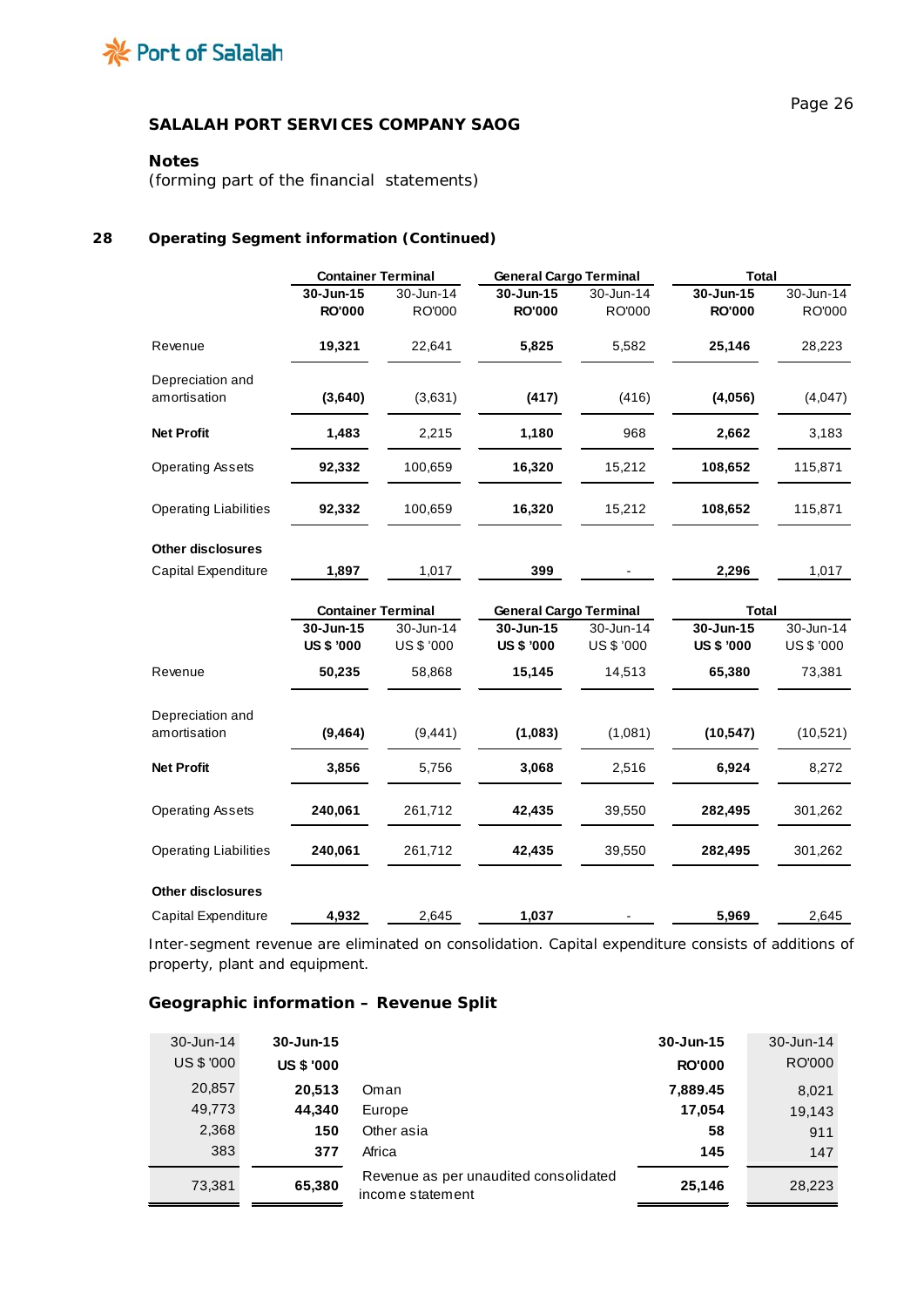**SALAHAH PORT SERVICES COMPANY SAOG**

**Notes**
(forming part of the financial statements)

## 28 Operating Segment information (Continued)

| | Container Terminal | | General Cargo Terminal | | Total | |
|---|---|---|---|---|---|---|
| | **30-Jun-15** | 30-Jun-14 | **30-Jun-15** | 30-Jun-14 | **30-Jun-15** | 30-Jun-14 |
| | **RO'000** | RO'000 | **RO'000** | RO'000 | **RO'000** | RO'000 |
| Revenue | **19,321** | 22,641 | **5,825** | 5,582 | **25,146** | 28,223 |
| Depreciation and amortisation | **(3,640)** | (3,631) | **(417)** | (416) | **(4,056)** | (4,047) |
| **Net Profit** | **1,483** | 2,215 | **1,180** | 968 | **2,662** | 3,183 |
| Operating Assets | **92,332** | 100,659 | **16,320** | 15,212 | **108,652** | 115,871 |
| Operating Liabilities | **92,332** | 100,659 | **16,320** | 15,212 | **108,652** | 115,871 |
| **Other disclosures** | | | | | | |
| Capital Expenditure | **1,897** | 1,017 | **399** | - | **2,296** | 1,017 |

| | Container Terminal | | General Cargo Terminal | | Total | |
|---|---|---|---|---|---|---|
| | **30-Jun-15** | 30-Jun-14 | **30-Jun-15** | 30-Jun-14 | **30-Jun-15** | 30-Jun-14 |
| | **US $ '000** | US $ '000 | **US $ '000** | US $ '000 | **US $ '000** | US $ '000 |
| Revenue | **50,235** | 58,868 | **15,145** | 14,513 | **65,380** | 73,381 |
| Depreciation and amortisation | **(9,464)** | (9,441) | **(1,083)** | (1,081) | **(10,547)** | (10,521) |
| **Net Profit** | **3,856** | 5,756 | **3,068** | 2,516 | **6,924** | 8,272 |
| Operating Assets | **240,061** | 261,712 | **42,435** | 39,550 | **282,495** | 301,262 |
| Operating Liabilities | **240,061** | 261,712 | **42,435** | 39,550 | **282,495** | 301,262 |
| **Other disclosures** | | | | | | |
| Capital Expenditure | **4,932** | 2,645 | **1,037** | - | **5,969** | 2,645 |

Inter-segment revenue are eliminated on consolidation. Capital expenditure consists of additions of property, plant and equipment.

### Geographic information – Revenue Split

| 30-Jun-14 | **30-Jun-15** | | **30-Jun-15** | 30-Jun-14 |
|---|---|---|---|---|
| US $ '000 | **US $ '000** | | **RO'000** | RO'000 |
| 20,857 | **20,513** | Oman | **7,889.45** | 8,021 |
| 49,773 | **44,340** | Europe | **17,054** | 19,143 |
| 2,368 | **150** | Other asia | **58** | 911 |
| 383 | **377** | Africa | **145** | 147 |
| 73,381 | **65,380** | Revenue as per unaudited consolidated income statement | **25,146** | 28,223 |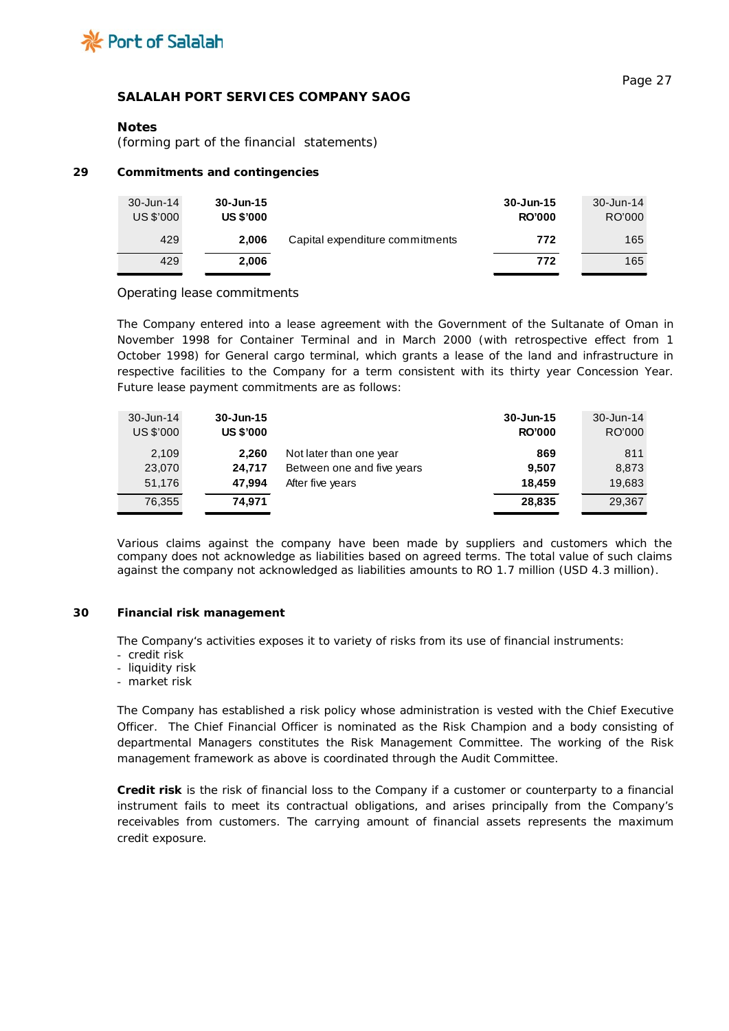SALALAH PORT SERVICES COMPANY SAOG

**Notes**
(forming part of the financial statements)

## 29 Commitments and contingencies

| 30-Jun-14 US $'000 | **30-Jun-15 US $'000** | | **30-Jun-15 RO'000** | 30-Jun-14 RO'000 |
|---|---|---|---|---|
| 429 | **2,006** | Capital expenditure commitments | **772** | 165 |
| 429 | **2,006** | | **772** | 165 |

Operating lease commitments

The Company entered into a lease agreement with the Government of the Sultanate of Oman in November 1998 for Container Terminal and in March 2000 (with retrospective effect from 1 October 1998) for General cargo terminal, which grants a lease of the land and infrastructure in respective facilities to the Company for a term consistent with its thirty year Concession Year. Future lease payment commitments are as follows:

| 30-Jun-14 US $'000 | **30-Jun-15 US $'000** | | **30-Jun-15 RO'000** | 30-Jun-14 RO'000 |
|---|---|---|---|---|
| 2,109 | **2,260** | Not later than one year | **869** | 811 |
| 23,070 | **24,717** | Between one and five years | **9,507** | 8,873 |
| 51,176 | **47,994** | After five years | **18,459** | 19,683 |
| 76,355 | **74,971** | | **28,835** | 29,367 |

Various claims against the company have been made by suppliers and customers which the company does not acknowledge as liabilities based on agreed terms. The total value of such claims against the company not acknowledged as liabilities amounts to RO 1.7 million (USD 4.3 million).

## 30 Financial risk management

The Company's activities exposes it to variety of risks from its use of financial instruments:
- credit risk
- liquidity risk
- market risk

The Company has established a risk policy whose administration is vested with the Chief Executive Officer. The Chief Financial Officer is nominated as the Risk Champion and a body consisting of departmental Managers constitutes the Risk Management Committee. The working of the Risk management framework as above is coordinated through the Audit Committee.

**Credit risk** is the risk of financial loss to the Company if a customer or counterparty to a financial instrument fails to meet its contractual obligations, and arises principally from the Company's receivables from customers. The carrying amount of financial assets represents the maximum credit exposure.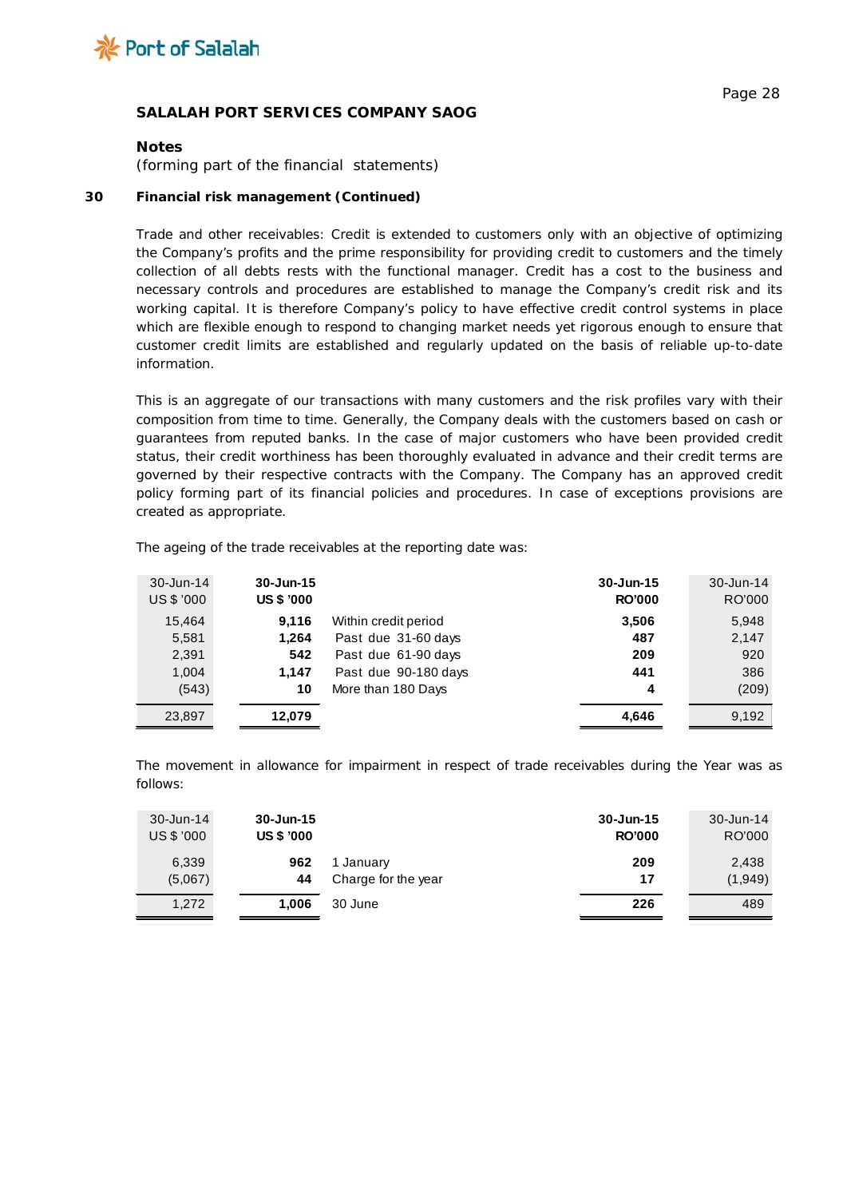## SALAHAH PORT SERVICES COMPANY SAOG

### Notes

(forming part of the financial statements)

### 30 Financial risk management (Continued)

Trade and other receivables: Credit is extended to customers only with an objective of optimizing the Company's profits and the prime responsibility for providing credit to customers and the timely collection of all debts rests with the functional manager. Credit has a cost to the business and necessary controls and procedures are established to manage the Company's credit risk and its working capital. It is therefore Company's policy to have effective credit control systems in place which are flexible enough to respond to changing market needs yet rigorous enough to ensure that customer credit limits are established and regularly updated on the basis of reliable up-to-date information.

This is an aggregate of our transactions with many customers and the risk profiles vary with their composition from time to time. Generally, the Company deals with the customers based on cash or guarantees from reputed banks. In the case of major customers who have been provided credit status, their credit worthiness has been thoroughly evaluated in advance and their credit terms are governed by their respective contracts with the Company. The Company has an approved credit policy forming part of its financial policies and procedures. In case of exceptions provisions are created as appropriate.

The ageing of the trade receivables at the reporting date was:

| 30-Jun-14 US $ '000 | **30-Jun-15 US $ '000** | | **30-Jun-15 RO'000** | 30-Jun-14 RO'000 |
|---|---|---|---|---|
| 15,464 | **9,116** | Within credit period | **3,506** | 5,948 |
| 5,581 | **1,264** | Past due 31-60 days | **487** | 2,147 |
| 2,391 | **542** | Past due 61-90 days | **209** | 920 |
| 1,004 | **1,147** | Past due 90-180 days | **441** | 386 |
| (543) | **10** | More than 180 Days | **4** | (209) |
| 23,897 | **12,079** | | **4,646** | 9,192 |

The movement in allowance for impairment in respect of trade receivables during the Year was as follows:

| 30-Jun-14 US $ '000 | **30-Jun-15 US $ '000** | | **30-Jun-15 RO'000** | 30-Jun-14 RO'000 |
|---|---|---|---|---|
| 6,339 | **962** | 1 January | **209** | 2,438 |
| (5,067) | **44** | Charge for the year | **17** | (1,949) |
| 1,272 | **1,006** | 30 June | **226** | 489 |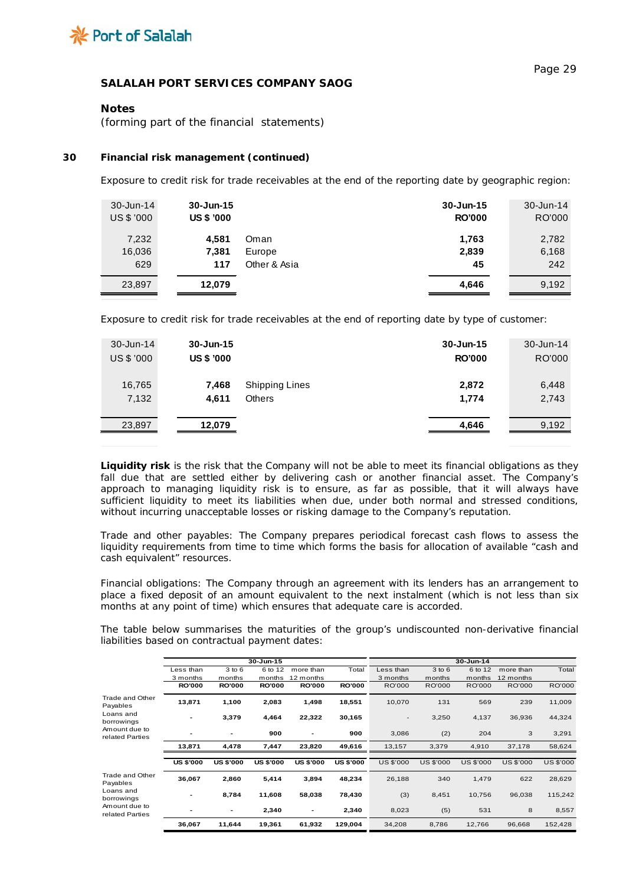SALALAH PORT SERVICES COMPANY SAOG

**Notes**
(forming part of the financial statements)

## 30 Financial risk management (continued)

Exposure to credit risk for trade receivables at the end of the reporting date by geographic region:

| 30-Jun-14 US $ '000 | **30-Jun-15 US $ '000** | | **30-Jun-15 RO'000** | 30-Jun-14 RO'000 |
|---|---|---|---|---|
| 7,232 | **4,581** | Oman | **1,763** | 2,782 |
| 16,036 | **7,381** | Europe | **2,839** | 6,168 |
| 629 | **117** | Other & Asia | **45** | 242 |
| 23,897 | **12,079** | | **4,646** | 9,192 |

Exposure to credit risk for trade receivables at the end of reporting date by type of customer:

| 30-Jun-14 US $ '000 | **30-Jun-15 US $ '000** | | **30-Jun-15 RO'000** | 30-Jun-14 RO'000 |
|---|---|---|---|---|
| 16,765 | **7,468** | Shipping Lines | **2,872** | 6,448 |
| 7,132 | **4,611** | Others | **1,774** | 2,743 |
| 23,897 | **12,079** | | **4,646** | 9,192 |

**Liquidity risk** is the risk that the Company will not be able to meet its financial obligations as they fall due that are settled either by delivering cash or another financial asset. The Company's approach to managing liquidity risk is to ensure, as far as possible, that it will always have sufficient liquidity to meet its liabilities when due, under both normal and stressed conditions, without incurring unacceptable losses or risking damage to the Company's reputation.

Trade and other payables: The Company prepares periodical forecast cash flows to assess the liquidity requirements from time to time which forms the basis for allocation of available "cash and cash equivalent" resources.

Financial obligations: The Company through an agreement with its lenders has an arrangement to place a fixed deposit of an amount equivalent to the next instalment (which is not less than six months at any point of time) which ensures that adequate care is accorded.

The table below summarises the maturities of the group's undiscounted non-derivative financial liabilities based on contractual payment dates:

| | **30-Jun-15** | | | | | 30-Jun-14 | | | | |
|---|---|---|---|---|---|---|---|---|---|---|
| | Less than 3 months | 3 to 6 months | 6 to 12 months | more than 12 months | Total | Less than 3 months | 3 to 6 months | 6 to 12 months | more than 12 months | Total |
| | **RO'000** | **RO'000** | **RO'000** | **RO'000** | **RO'000** | RO'000 | RO'000 | RO'000 | RO'000 | RO'000 |
| Trade and Other Payables | **13,871** | **1,100** | **2,083** | **1,498** | **18,551** | 10,070 | 131 | 569 | 239 | 11,009 |
| Loans and borrowings | **-** | **3,379** | **4,464** | **22,322** | **30,165** | - | 3,250 | 4,137 | 36,936 | 44,324 |
| Amount due to related Parties | **-** | **-** | **900** | **-** | **900** | 3,086 | (2) | 204 | 3 | 3,291 |
| | **13,871** | **4,478** | **7,447** | **23,820** | **49,616** | 13,157 | 3,379 | 4,910 | 37,178 | 58,624 |
| | **US $'000** | **US $'000** | **US $'000** | **US $'000** | **US $'000** | US $'000 | US $'000 | US $'000 | US $'000 | US $'000 |
| Trade and Other Payables | **36,067** | **2,860** | **5,414** | **3,894** | **48,234** | 26,188 | 340 | 1,479 | 622 | 28,629 |
| Loans and borrowings | **-** | **8,784** | **11,608** | **58,038** | **78,430** | (3) | 8,451 | 10,756 | 96,038 | 115,242 |
| Amount due to related Parties | **-** | **-** | **2,340** | **-** | **2,340** | 8,023 | (5) | 531 | 8 | 8,557 |
| | **36,067** | **11,644** | **19,361** | **61,932** | **129,004** | 34,208 | 8,786 | 12,766 | 96,668 | 152,428 |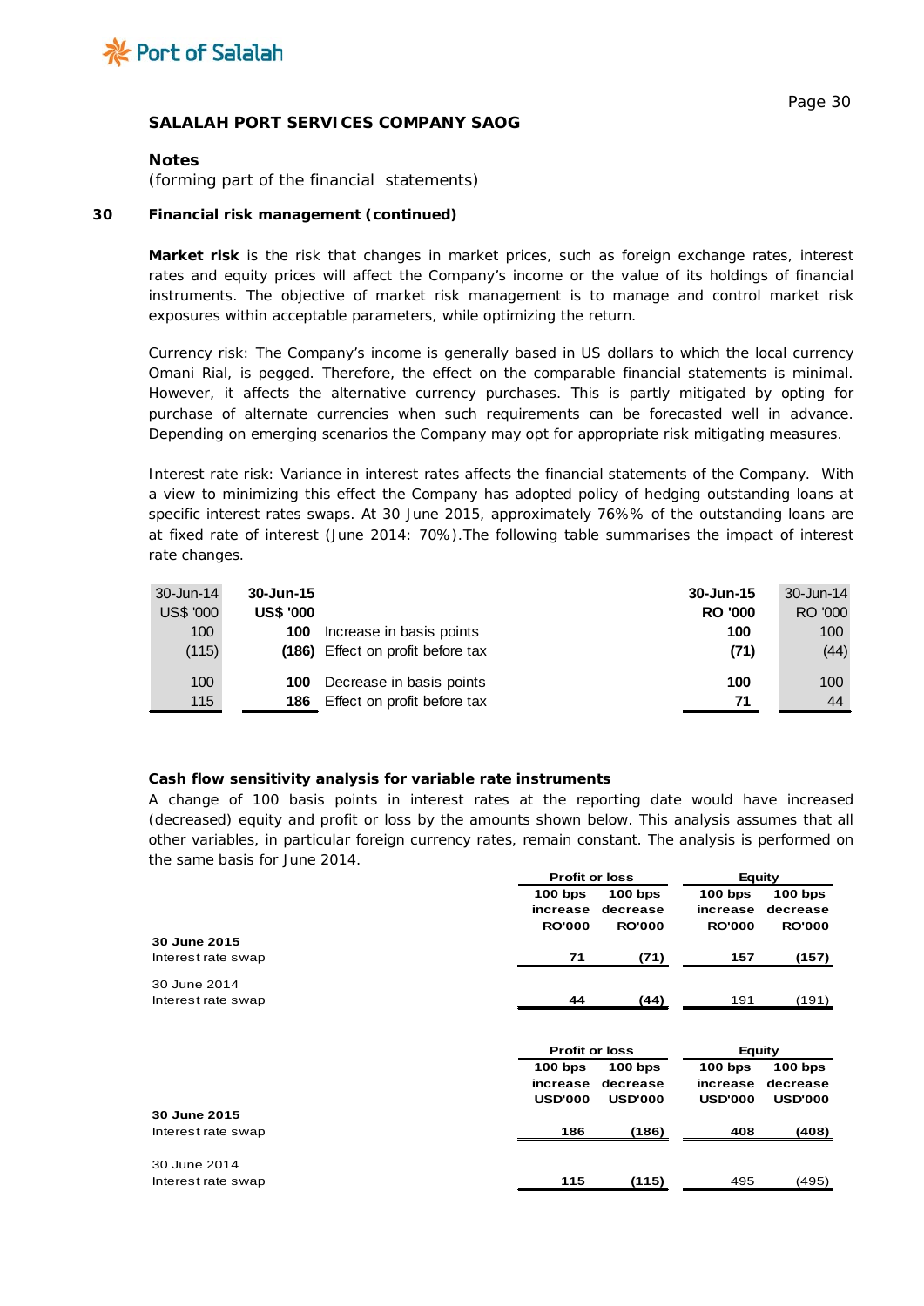**SALAHAH PORT SERVICES COMPANY SAOG**

**Notes**

(forming part of the financial statements)

### 30 Financial risk management (continued)

**Market risk** is the risk that changes in market prices, such as foreign exchange rates, interest rates and equity prices will affect the Company's income or the value of its holdings of financial instruments. The objective of market risk management is to manage and control market risk exposures within acceptable parameters, while optimizing the return.

Currency risk: The Company's income is generally based in US dollars to which the local currency Omani Rial, is pegged. Therefore, the effect on the comparable financial statements is minimal. However, it affects the alternative currency purchases. This is partly mitigated by opting for purchase of alternate currencies when such requirements can be forecasted well in advance. Depending on emerging scenarios the Company may opt for appropriate risk mitigating measures.

Interest rate risk: Variance in interest rates affects the financial statements of the Company. With a view to minimizing this effect the Company has adopted policy of hedging outstanding loans at specific interest rates swaps. At 30 June 2015, approximately 76%% of the outstanding loans are at fixed rate of interest (June 2014: 70%).The following table summarises the impact of interest rate changes.

| 30-Jun-14 US$ '000 | 30-Jun-15 US$ '000 | | 30-Jun-15 RO '000 | 30-Jun-14 RO '000 |
|---|---|---|---|---|
| 100 | **100** | Increase in basis points | **100** | 100 |
| (115) | **(186)** | Effect on profit before tax | **(71)** | (44) |
| 100 | **100** | Decrease in basis points | **100** | 100 |
| 115 | **186** | Effect on profit before tax | **71** | 44 |

**Cash flow sensitivity analysis for variable rate instruments**

A change of 100 basis points in interest rates at the reporting date would have increased (decreased) equity and profit or loss by the amounts shown below. This analysis assumes that all other variables, in particular foreign currency rates, remain constant. The analysis is performed on the same basis for June 2014.

| | Profit or loss | | Equity | |
|---|---|---|---|---|
| | 100 bps increase RO'000 | 100 bps decrease RO'000 | 100 bps increase RO'000 | 100 bps decrease RO'000 |
| **30 June 2015** | | | | |
| Interest rate swap | 71 | (71) | 157 | (157) |
| 30 June 2014 | | | | |
| Interest rate swap | 44 | (44) | 191 | (191) |

| | Profit or loss | | Equity | |
|---|---|---|---|---|
| | 100 bps increase USD'000 | 100 bps decrease USD'000 | 100 bps increase USD'000 | 100 bps decrease USD'000 |
| **30 June 2015** | | | | |
| Interest rate swap | 186 | (186) | 408 | (408) |
| 30 June 2014 | | | | |
| Interest rate swap | 115 | (115) | 495 | (495) |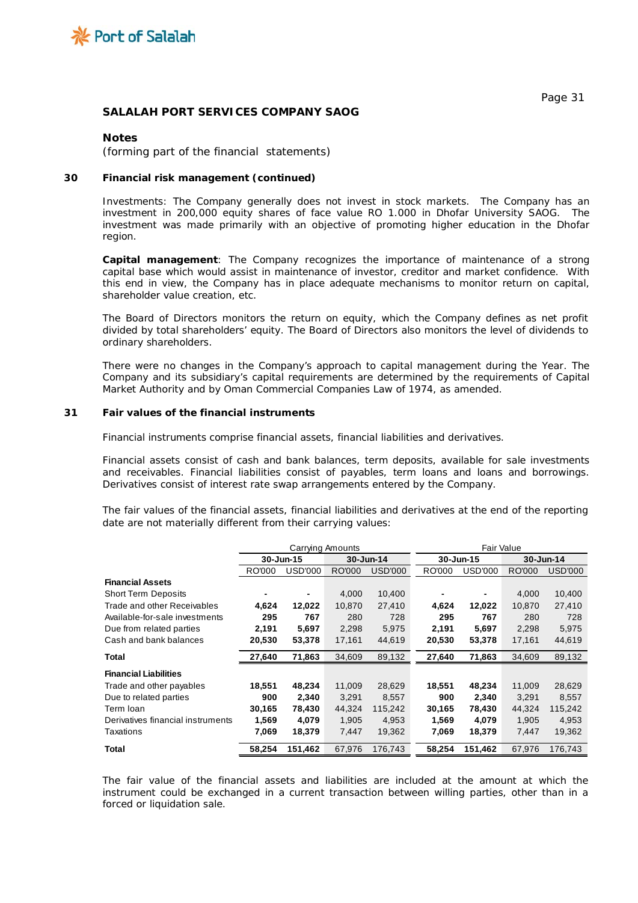**SALALAH PORT SERVICES COMPANY SAOG**

**Notes**

(forming part of the financial statements)

**30 Financial risk management (continued)**

Investments: The Company generally does not invest in stock markets. The Company has an investment in 200,000 equity shares of face value RO 1.000 in Dhofar University SAOG. The investment was made primarily with an objective of promoting higher education in the Dhofar region.

**Capital management**: The Company recognizes the importance of maintenance of a strong capital base which would assist in maintenance of investor, creditor and market confidence. With this end in view, the Company has in place adequate mechanisms to monitor return on capital, shareholder value creation, etc.

The Board of Directors monitors the return on equity, which the Company defines as net profit divided by total shareholders' equity. The Board of Directors also monitors the level of dividends to ordinary shareholders.

There were no changes in the Company's approach to capital management during the Year. The Company and its subsidiary's capital requirements are determined by the requirements of Capital Market Authority and by Oman Commercial Companies Law of 1974, as amended.

**31 Fair values of the financial instruments**

Financial instruments comprise financial assets, financial liabilities and derivatives.

Financial assets consist of cash and bank balances, term deposits, available for sale investments and receivables. Financial liabilities consist of payables, term loans and loans and borrowings. Derivatives consist of interest rate swap arrangements entered by the Company.

The fair values of the financial assets, financial liabilities and derivatives at the end of the reporting date are not materially different from their carrying values:

| | Carrying Amounts | | | | Fair Value | | | |
|---|---|---|---|---|---|---|---|---|
| | **30-Jun-15** | | **30-Jun-14** | | **30-Jun-15** | | **30-Jun-14** | |
| | RO'000 | USD'000 | RO'000 | USD'000 | RO'000 | USD'000 | RO'000 | USD'000 |
| **Financial Assets** | | | | | | | | |
| Short Term Deposits | **-** | **-** | 4,000 | 10,400 | **-** | **-** | 4,000 | 10,400 |
| Trade and other Receivables | **4,624** | **12,022** | 10,870 | 27,410 | **4,624** | **12,022** | 10,870 | 27,410 |
| Available-for-sale investments | **295** | **767** | 280 | 728 | **295** | **767** | 280 | 728 |
| Due from related parties | **2,191** | **5,697** | 2,298 | 5,975 | **2,191** | **5,697** | 2,298 | 5,975 |
| Cash and bank balances | **20,530** | **53,378** | 17,161 | 44,619 | **20,530** | **53,378** | 17,161 | 44,619 |
| **Total** | **27,640** | **71,863** | 34,609 | 89,132 | **27,640** | **71,863** | 34,609 | 89,132 |
| **Financial Liabilities** | | | | | | | | |
| Trade and other payables | **18,551** | **48,234** | 11,009 | 28,629 | **18,551** | **48,234** | 11,009 | 28,629 |
| Due to related parties | **900** | **2,340** | 3,291 | 8,557 | **900** | **2,340** | 3,291 | 8,557 |
| Term loan | **30,165** | **78,430** | 44,324 | 115,242 | **30,165** | **78,430** | 44,324 | 115,242 |
| Derivatives financial instruments | **1,569** | **4,079** | 1,905 | 4,953 | **1,569** | **4,079** | 1,905 | 4,953 |
| Taxations | **7,069** | **18,379** | 7,447 | 19,362 | **7,069** | **18,379** | 7,447 | 19,362 |
| **Total** | **58,254** | **151,462** | 67,976 | 176,743 | **58,254** | **151,462** | 67,976 | 176,743 |

The fair value of the financial assets and liabilities are included at the amount at which the instrument could be exchanged in a current transaction between willing parties, other than in a forced or liquidation sale.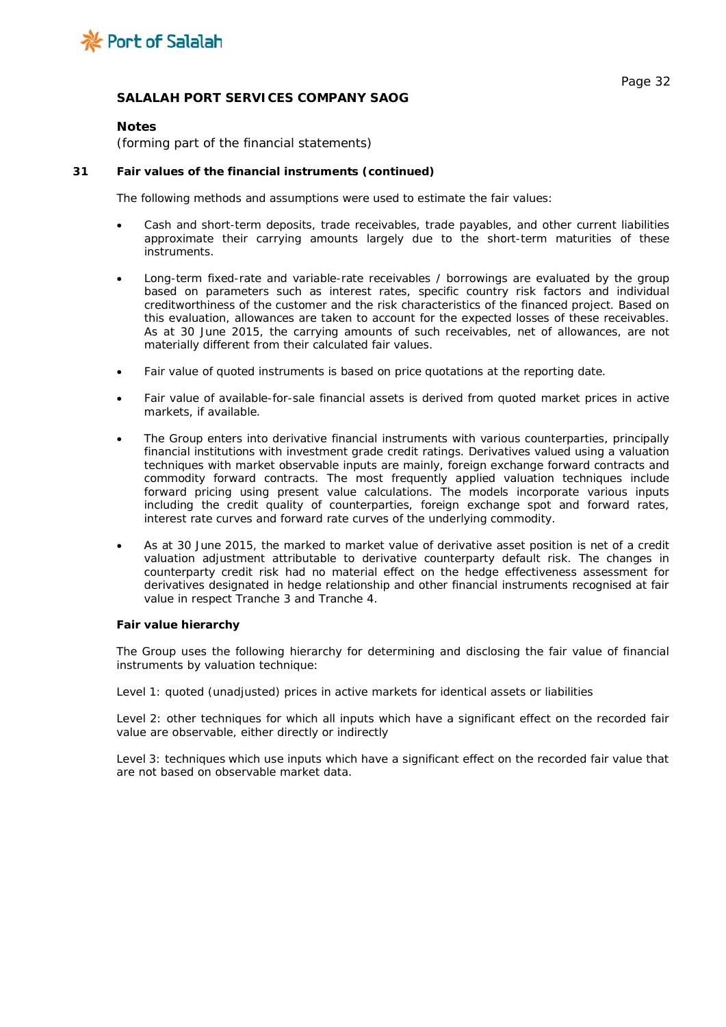**SALAHAH PORT SERVICES COMPANY SAOG**

**Notes**
(forming part of the financial statements)

**31 Fair values of the financial instruments (continued)**

The following methods and assumptions were used to estimate the fair values:

- Cash and short-term deposits, trade receivables, trade payables, and other current liabilities approximate their carrying amounts largely due to the short-term maturities of these instruments.

- Long-term fixed-rate and variable-rate receivables / borrowings are evaluated by the group based on parameters such as interest rates, specific country risk factors and individual creditworthiness of the customer and the risk characteristics of the financed project. Based on this evaluation, allowances are taken to account for the expected losses of these receivables. As at 30 June 2015, the carrying amounts of such receivables, net of allowances, are not materially different from their calculated fair values.

- Fair value of quoted instruments is based on price quotations at the reporting date.

- Fair value of available-for-sale financial assets is derived from quoted market prices in active markets, if available.

- The Group enters into derivative financial instruments with various counterparties, principally financial institutions with investment grade credit ratings. Derivatives valued using a valuation techniques with market observable inputs are mainly, foreign exchange forward contracts and commodity forward contracts. The most frequently applied valuation techniques include forward pricing using present value calculations. The models incorporate various inputs including the credit quality of counterparties, foreign exchange spot and forward rates, interest rate curves and forward rate curves of the underlying commodity.

- As at 30 June 2015, the marked to market value of derivative asset position is net of a credit valuation adjustment attributable to derivative counterparty default risk. The changes in counterparty credit risk had no material effect on the hedge effectiveness assessment for derivatives designated in hedge relationship and other financial instruments recognised at fair value in respect Tranche 3 and Tranche 4.

**Fair value hierarchy**

The Group uses the following hierarchy for determining and disclosing the fair value of financial instruments by valuation technique:

Level 1: quoted (unadjusted) prices in active markets for identical assets or liabilities

Level 2: other techniques for which all inputs which have a significant effect on the recorded fair value are observable, either directly or indirectly

Level 3: techniques which use inputs which have a significant effect on the recorded fair value that are not based on observable market data.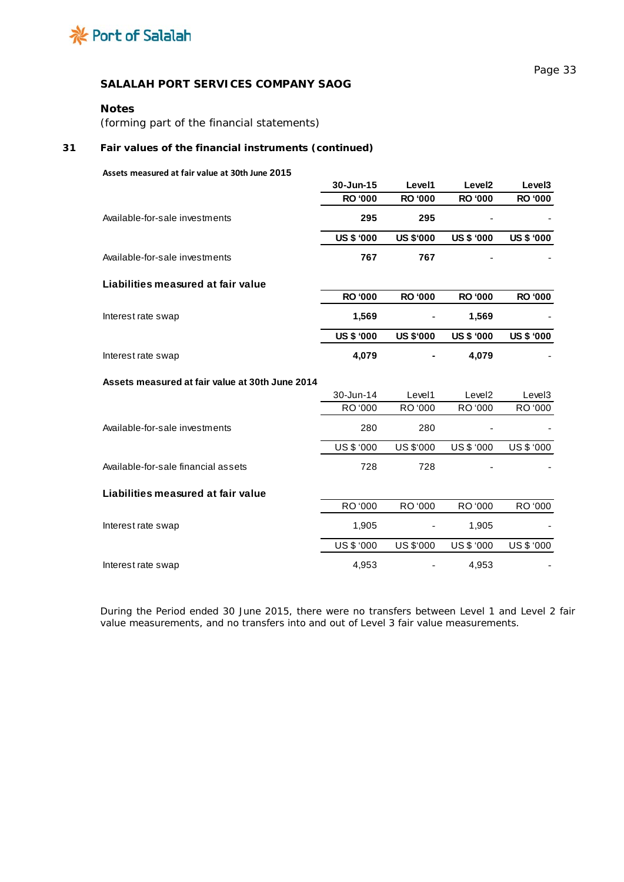**SALALAH PORT SERVICES COMPANY SAOG**

**Notes**

(forming part of the financial statements)

## 31 Fair values of the financial instruments (continued)

**Assets measured at fair value at 30th June 2015**

| | 30-Jun-15 | Level1 | Level2 | Level3 |
|---|---|---|---|---|
| | RO '000 | RO '000 | RO '000 | RO '000 |
| Available-for-sale investments | 295 | 295 | - | - |
| | US $ '000 | US $'000 | US $ '000 | US $ '000 |
| Available-for-sale investments | 767 | 767 | - | - |

**Liabilities measured at fair value**

| | RO '000 | RO '000 | RO '000 | RO '000 |
|---|---|---|---|---|
| Interest rate swap | 1,569 | - | 1,569 | - |
| | US $ '000 | US $'000 | US $ '000 | US $ '000 |
| Interest rate swap | 4,079 | - | 4,079 | - |

**Assets measured at fair value at 30th June 2014**

| | 30-Jun-14 | Level1 | Level2 | Level3 |
|---|---|---|---|---|
| | RO '000 | RO '000 | RO '000 | RO '000 |
| Available-for-sale investments | 280 | 280 | - | - |
| | US $ '000 | US $'000 | US $ '000 | US $ '000 |
| Available-for-sale financial assets | 728 | 728 | - | - |

**Liabilities measured at fair value**

| | RO '000 | RO '000 | RO '000 | RO '000 |
|---|---|---|---|---|
| Interest rate swap | 1,905 | - | 1,905 | - |
| | US $ '000 | US $'000 | US $ '000 | US $ '000 |
| Interest rate swap | 4,953 | - | 4,953 | - |

During the Period ended 30 June 2015, there were no transfers between Level 1 and Level 2 fair value measurements, and no transfers into and out of Level 3 fair value measurements.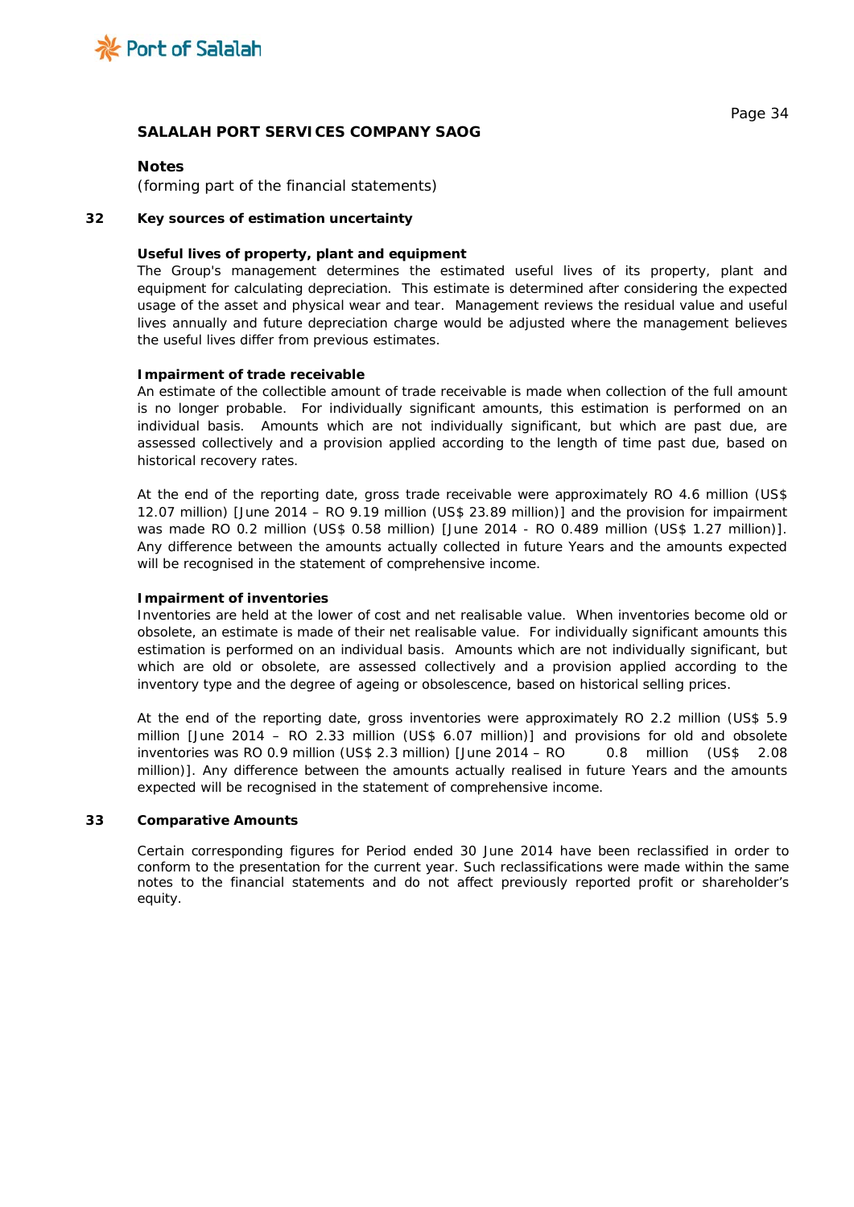## SALALAH PORT SERVICES COMPANY SAOG

**Notes**
(forming part of the financial statements)

### 32 Key sources of estimation uncertainty

**Useful lives of property, plant and equipment**
The Group's management determines the estimated useful lives of its property, plant and equipment for calculating depreciation. This estimate is determined after considering the expected usage of the asset and physical wear and tear. Management reviews the residual value and useful lives annually and future depreciation charge would be adjusted where the management believes the useful lives differ from previous estimates.

**Impairment of trade receivable**
An estimate of the collectible amount of trade receivable is made when collection of the full amount is no longer probable. For individually significant amounts, this estimation is performed on an individual basis. Amounts which are not individually significant, but which are past due, are assessed collectively and a provision applied according to the length of time past due, based on historical recovery rates.

At the end of the reporting date, gross trade receivable were approximately RO 4.6 million (US$ 12.07 million) [June 2014 – RO 9.19 million (US$ 23.89 million)] and the provision for impairment was made RO 0.2 million (US$ 0.58 million) [June 2014 - RO 0.489 million (US$ 1.27 million)]. Any difference between the amounts actually collected in future Years and the amounts expected will be recognised in the statement of comprehensive income.

**Impairment of inventories**
Inventories are held at the lower of cost and net realisable value. When inventories become old or obsolete, an estimate is made of their net realisable value. For individually significant amounts this estimation is performed on an individual basis. Amounts which are not individually significant, but which are old or obsolete, are assessed collectively and a provision applied according to the inventory type and the degree of ageing or obsolescence, based on historical selling prices.

At the end of the reporting date, gross inventories were approximately RO 2.2 million (US$ 5.9 million [June 2014 – RO 2.33 million (US$ 6.07 million)] and provisions for old and obsolete inventories was RO 0.9 million (US$ 2.3 million) [June 2014 – RO 0.8 million (US$ 2.08 million)]. Any difference between the amounts actually realised in future Years and the amounts expected will be recognised in the statement of comprehensive income.

### 33 Comparative Amounts

Certain corresponding figures for Period ended 30 June 2014 have been reclassified in order to conform to the presentation for the current year. Such reclassifications were made within the same notes to the financial statements and do not affect previously reported profit or shareholder's equity.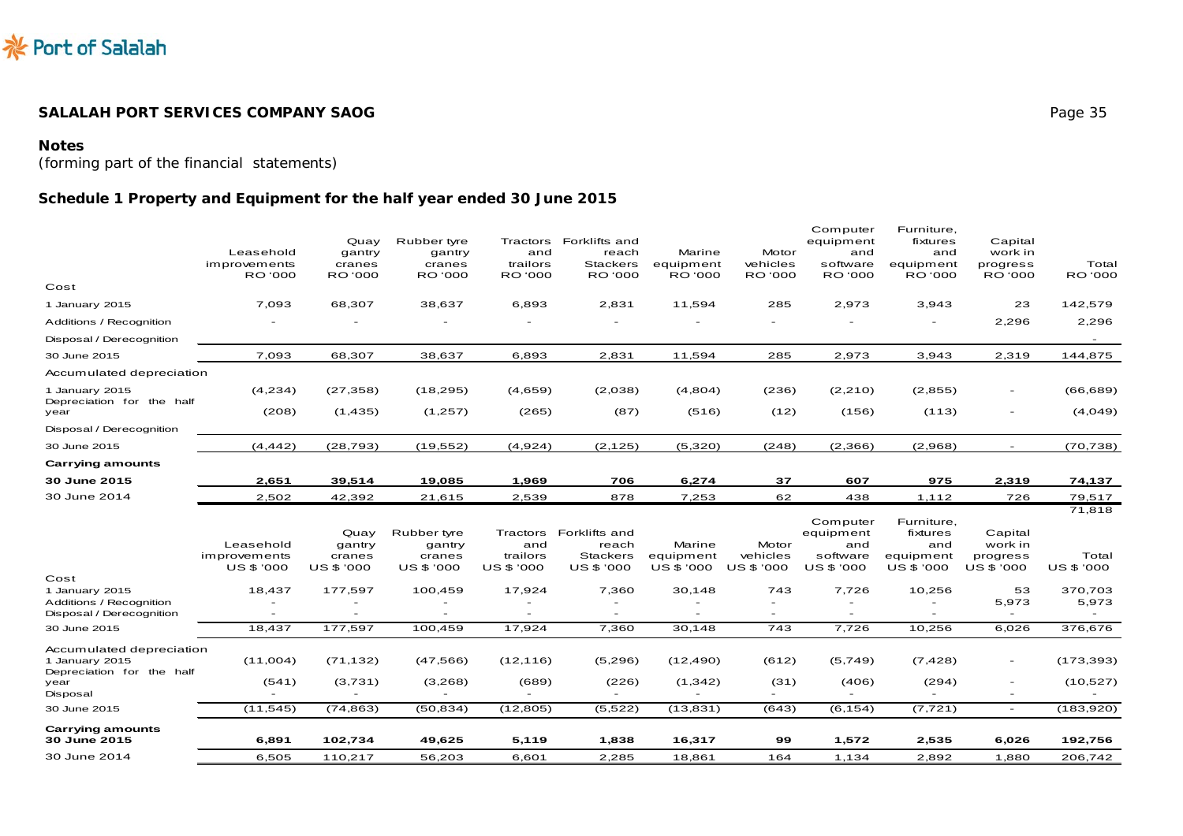**SALALAH PORT SERVICES COMPANY SAOG**

**Notes**

(forming part of the financial statements)

## Schedule 1 Property and Equipment for the half year ended 30 June 2015

| | Leasehold improvements RO '000 | Quay gantry cranes RO '000 | Rubber tyre gantry cranes RO '000 | Tractors and trailors RO '000 | Forklifts and reach Stackers RO '000 | Marine equipment RO '000 | Motor vehicles RO '000 | Computer equipment and software RO '000 | Furniture, fixtures and equipment RO '000 | Capital work in progress RO '000 | Total RO '000 |
|---|---|---|---|---|---|---|---|---|---|---|---|
| Cost | | | | | | | | | | | |
| 1 January 2015 | 7,093 | 68,307 | 38,637 | 6,893 | 2,831 | 11,594 | 285 | 2,973 | 3,943 | 23 | 142,579 |
| Additions / Recognition | - | - | - | - | - | - | - | - | - | 2,296 | 2,296 |
| Disposal / Derecognition | | | | | | | | | | | - |
| 30 June 2015 | 7,093 | 68,307 | 38,637 | 6,893 | 2,831 | 11,594 | 285 | 2,973 | 3,943 | 2,319 | 144,875 |
| Accumulated depreciation | | | | | | | | | | | |
| 1 January 2015 | (4,234) | (27,358) | (18,295) | (4,659) | (2,038) | (4,804) | (236) | (2,210) | (2,855) | - | (66,689) |
| Depreciation for the half year | (208) | (1,435) | (1,257) | (265) | (87) | (516) | (12) | (156) | (113) | - | (4,049) |
| Disposal / Derecognition | | | | | | | | | | | |
| 30 June 2015 | (4,442) | (28,793) | (19,552) | (4,924) | (2,125) | (5,320) | (248) | (2,366) | (2,968) | - | (70,738) |
| **Carrying amounts** | | | | | | | | | | | |
| **30 June 2015** | **2,651** | **39,514** | **19,085** | **1,969** | **706** | **6,274** | **37** | **607** | **975** | **2,319** | **74,137** |
| 30 June 2014 | 2,502 | 42,392 | 21,615 | 2,539 | 878 | 7,253 | 62 | 438 | 1,112 | 726 | 79,517 |
| | | | | | | | | | | | 71,818 |

| | Leasehold improvements US $ '000 | Quay gantry cranes US $ '000 | Rubber tyre gantry cranes US $ '000 | Tractors and trailors US $ '000 | Forklifts and reach Stackers US $ '000 | Marine equipment US $ '000 | Motor vehicles US $ '000 | Computer equipment and software US $ '000 | Furniture, fixtures and equipment US $ '000 | Capital work in progress US $ '000 | Total US $ '000 |
|---|---|---|---|---|---|---|---|---|---|---|---|
| Cost | | | | | | | | | | | |
| 1 January 2015 | 18,437 | 177,597 | 100,459 | 17,924 | 7,360 | 30,148 | 743 | 7,726 | 10,256 | 53 | 370,703 |
| Additions / Recognition | - | - | - | - | - | - | - | - | - | 5,973 | 5,973 |
| Disposal / Derecognition | - | - | - | - | - | - | - | - | - | - | - |
| 30 June 2015 | 18,437 | 177,597 | 100,459 | 17,924 | 7,360 | 30,148 | 743 | 7,726 | 10,256 | 6,026 | 376,676 |
| Accumulated depreciation | | | | | | | | | | | |
| 1 January 2015 | (11,004) | (71,132) | (47,566) | (12,116) | (5,296) | (12,490) | (612) | (5,749) | (7,428) | - | (173,393) |
| Depreciation for the half year | (541) | (3,731) | (3,268) | (689) | (226) | (1,342) | (31) | (406) | (294) | - | (10,527) |
| Disposal | - | - | - | - | - | - | - | - | - | - | - |
| 30 June 2015 | (11,545) | (74,863) | (50,834) | (12,805) | (5,522) | (13,831) | (643) | (6,154) | (7,721) | - | (183,920) |
| **Carrying amounts** | | | | | | | | | | | |
| **30 June 2015** | **6,891** | **102,734** | **49,625** | **5,119** | **1,838** | **16,317** | **99** | **1,572** | **2,535** | **6,026** | **192,756** |
| 30 June 2014 | 6,505 | 110,217 | 56,203 | 6,601 | 2,285 | 18,861 | 164 | 1,134 | 2,892 | 1,880 | 206,742 |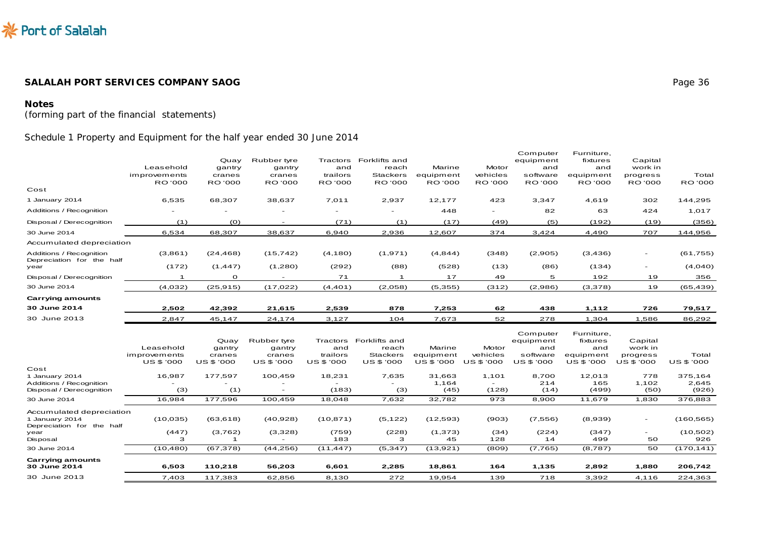## SALALAH PORT SERVICES COMPANY SAOG

**Notes**

*(forming part of the financial statements)*

Schedule 1 Property and Equipment for the half year ended 30 June 2014

| | Leasehold improvements RO '000 | Quay gantry cranes RO '000 | Rubber tyre gantry cranes RO '000 | Tractors and trailors RO '000 | Forklifts and reach Stackers RO '000 | Marine equipment RO '000 | Motor vehicles RO '000 | Computer equipment and software RO '000 | Furniture, fixtures and equipment RO '000 | Capital work in progress RO '000 | Total RO '000 |
|---|---|---|---|---|---|---|---|---|---|---|---|
| Cost | | | | | | | | | | | |
| 1 January 2014 | 6,535 | 68,307 | 38,637 | 7,011 | 2,937 | 12,177 | 423 | 3,347 | 4,619 | 302 | 144,295 |
| Additions / Recognition | - | - | - | - | - | 448 | - | 82 | 63 | 424 | 1,017 |
| Disposal / Derecognition | (1) | (0) | - | (71) | (1) | (17) | (49) | (5) | (192) | (19) | (356) |
| 30 June 2014 | 6,534 | 68,307 | 38,637 | 6,940 | 2,936 | 12,607 | 374 | 3,424 | 4,490 | 707 | 144,956 |
| Accumulated depreciation | | | | | | | | | | | |
| Additions / Recognition | (3,861) | (24,468) | (15,742) | (4,180) | (1,971) | (4,844) | (348) | (2,905) | (3,436) | - | (61,755) |
| Depreciation for the half year | (172) | (1,447) | (1,280) | (292) | (88) | (528) | (13) | (86) | (134) | - | (4,040) |
| Disposal / Derecognition | 1 | 0 | - | 71 | 1 | 17 | 49 | 5 | 192 | 19 | 356 |
| 30 June 2014 | (4,032) | (25,915) | (17,022) | (4,401) | (2,058) | (5,355) | (312) | (2,986) | (3,378) | 19 | (65,439) |
| **Carrying amounts** | | | | | | | | | | | |
| **30 June 2014** | **2,502** | **42,392** | **21,615** | **2,539** | **878** | **7,253** | **62** | **438** | **1,112** | **726** | **79,517** |
| 30 June 2013 | 2,847 | 45,147 | 24,174 | 3,127 | 104 | 7,673 | 52 | 278 | 1,304 | 1,586 | 86,292 |

| | Leasehold improvements US $ '000 | Quay gantry cranes US $ '000 | Rubber tyre gantry cranes US $ '000 | Tractors and trailors US $ '000 | Forklifts and reach Stackers US $ '000 | Marine equipment US $ '000 | Motor vehicles US $ '000 | Computer equipment and software US $ '000 | Furniture, fixtures and equipment US $ '000 | Capital work in progress US $ '000 | Total US $ '000 |
|---|---|---|---|---|---|---|---|---|---|---|---|
| Cost | | | | | | | | | | | |
| 1 January 2014 | 16,987 | 177,597 | 100,459 | 18,231 | 7,635 | 31,663 | 1,101 | 8,700 | 12,013 | 778 | 375,164 |
| Additions / Recognition | - | - | - | - | - | 1,164 | - | 214 | 165 | 1,102 | 2,645 |
| Disposal / Derecognition | (3) | (1) | - | (183) | (3) | (45) | (128) | (14) | (499) | (50) | (926) |
| 30 June 2014 | 16,984 | 177,596 | 100,459 | 18,048 | 7,632 | 32,782 | 973 | 8,900 | 11,679 | 1,830 | 376,883 |
| Accumulated depreciation | | | | | | | | | | | |
| 1 January 2014 | (10,035) | (63,618) | (40,928) | (10,871) | (5,122) | (12,593) | (903) | (7,556) | (8,939) | - | (160,565) |
| Depreciation for the half year | (447) | (3,762) | (3,328) | (759) | (228) | (1,373) | (34) | (224) | (347) | - | (10,502) |
| Disposal | 3 | 1 | - | 183 | 3 | 45 | 128 | 14 | 499 | 50 | 926 |
| 30 June 2014 | (10,480) | (67,378) | (44,256) | (11,447) | (5,347) | (13,921) | (809) | (7,765) | (8,787) | 50 | (170,141) |
| **Carrying amounts** | | | | | | | | | | | |
| **30 June 2014** | **6,503** | **110,218** | **56,203** | **6,601** | **2,285** | **18,861** | **164** | **1,135** | **2,892** | **1,880** | **206,742** |
| 30 June 2013 | 7,403 | 117,383 | 62,856 | 8,130 | 272 | 19,954 | 139 | 718 | 3,392 | 4,116 | 224,363 |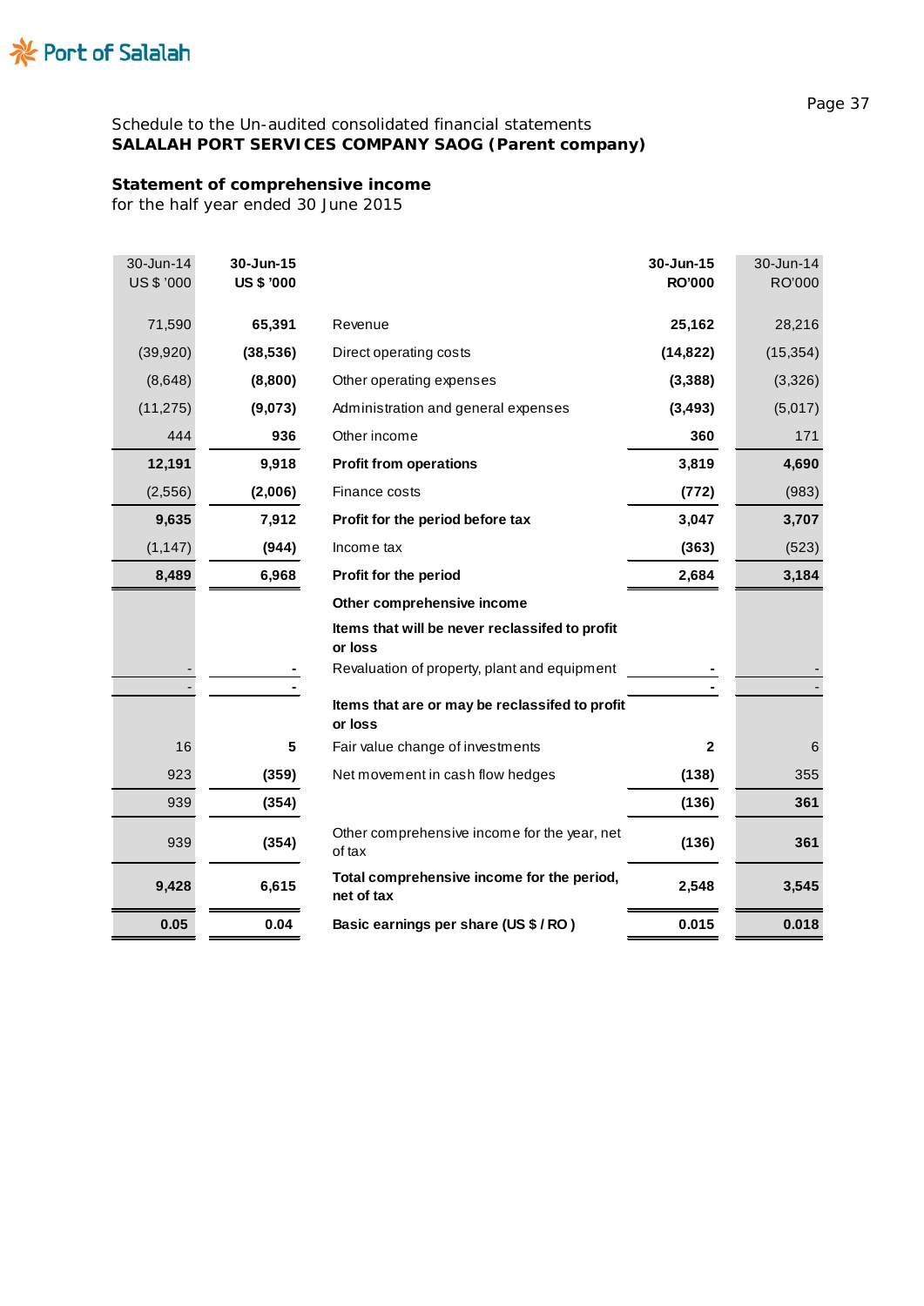Schedule to the Un-audited consolidated financial statements
**SALALAH PORT SERVICES COMPANY SAOG (Parent company)**

**Statement of comprehensive income**
for the half year ended 30 June 2015

| 30-Jun-14 US $ '000 | 30-Jun-15 US $ '000 | | 30-Jun-15 RO'000 | 30-Jun-14 RO'000 |
|---|---|---|---|---|
| 71,590 | **65,391** | Revenue | **25,162** | 28,216 |
| (39,920) | **(38,536)** | Direct operating costs | **(14,822)** | (15,354) |
| (8,648) | **(8,800)** | Other operating expenses | **(3,388)** | (3,326) |
| (11,275) | **(9,073)** | Administration and general expenses | **(3,493)** | (5,017) |
| 444 | **936** | Other income | **360** | 171 |
| **12,191** | **9,918** | **Profit from operations** | **3,819** | **4,690** |
| (2,556) | **(2,006)** | Finance costs | **(772)** | (983) |
| **9,635** | **7,912** | **Profit for the period before tax** | **3,047** | **3,707** |
| (1,147) | **(944)** | Income tax | **(363)** | (523) |
| **8,489** | **6,968** | **Profit for the period** | **2,684** | **3,184** |
| | | **Other comprehensive income** | | |
| | | **Items that will be never reclassifed to profit or loss** | | |
| - | **-** | Revaluation of property, plant and equipment | **-** | - |
| - | **-** | | **-** | - |
| | | **Items that are or may be reclassifed to profit or loss** | | |
| 16 | **5** | Fair value change of investments | **2** | 6 |
| 923 | **(359)** | Net movement in cash flow hedges | **(138)** | 355 |
| 939 | **(354)** | | **(136)** | **361** |
| 939 | **(354)** | Other comprehensive income for the year, net of tax | **(136)** | **361** |
| **9,428** | **6,615** | **Total comprehensive income for the period, net of tax** | **2,548** | **3,545** |
| **0.05** | **0.04** | **Basic earnings per share (US $ / RO )** | **0.015** | **0.018** |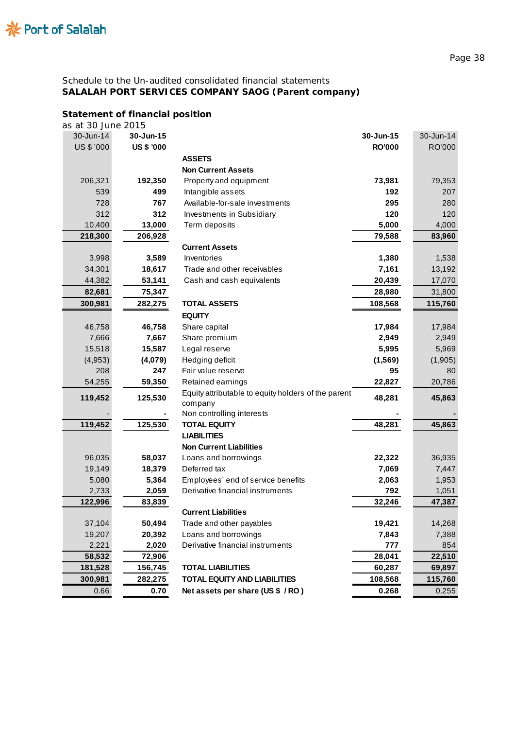Schedule to the Un-audited consolidated financial statements

**SALALAH PORT SERVICES COMPANY SAOG (Parent company)**

**Statement of financial position**

as at 30 June 2015

| 30-Jun-14 | 30-Jun-15 | | 30-Jun-15 | 30-Jun-14 |
|---|---|---|---|---|
| US $ '000 | US $ '000 | | RO'000 | RO'000 |
| | | **ASSETS** | | |
| | | **Non Current Assets** | | |
| 206,321 | 192,350 | Property and equipment | 73,981 | 79,353 |
| 539 | 499 | Intangible assets | 192 | 207 |
| 728 | 767 | Available-for-sale investments | 295 | 280 |
| 312 | 312 | Investments in Subsidiary | 120 | 120 |
| 10,400 | 13,000 | Term deposits | 5,000 | 4,000 |
| **218,300** | **206,928** | | **79,588** | **83,960** |
| | | **Current Assets** | | |
| 3,998 | 3,589 | Inventories | 1,380 | 1,538 |
| 34,301 | 18,617 | Trade and other receivables | 7,161 | 13,192 |
| 44,382 | 53,141 | Cash and cash equivalents | 20,439 | 17,070 |
| **82,681** | **75,347** | | **28,980** | **31,800** |
| **300,981** | **282,275** | **TOTAL ASSETS** | **108,568** | **115,760** |
| | | **EQUITY** | | |
| 46,758 | 46,758 | Share capital | 17,984 | 17,984 |
| 7,666 | 7,667 | Share premium | 2,949 | 2,949 |
| 15,518 | 15,587 | Legal reserve | 5,995 | 5,969 |
| (4,953) | (4,079) | Hedging deficit | (1,569) | (1,905) |
| 208 | 247 | Fair value reserve | 95 | 80 |
| 54,255 | 59,350 | Retained earnings | 22,827 | 20,786 |
| **119,452** | **125,530** | Equity attributable to equity holders of the parent company | **48,281** | **45,863** |
| - | - | Non controlling interests | - | - |
| **119,452** | **125,530** | **TOTAL EQUITY** | **48,281** | **45,863** |
| | | **LIABILITIES** | | |
| | | **Non Current Liabilities** | | |
| 96,035 | 58,037 | Loans and borrowings | 22,322 | 36,935 |
| 19,149 | 18,379 | Deferred tax | 7,069 | 7,447 |
| 5,080 | 5,364 | Employees' end of service benefits | 2,063 | 1,953 |
| 2,733 | 2,059 | Derivative financial instruments | 792 | 1,051 |
| **122,996** | **83,839** | | **32,246** | **47,387** |
| | | **Current Liabilities** | | |
| 37,104 | 50,494 | Trade and other payables | 19,421 | 14,268 |
| 19,207 | 20,392 | Loans and borrowings | 7,843 | 7,388 |
| 2,221 | 2,020 | Derivative financial instruments | 777 | 854 |
| **58,532** | **72,906** | | **28,041** | **22,510** |
| **181,528** | **156,745** | **TOTAL LIABILITIES** | **60,287** | **69,897** |
| **300,981** | **282,275** | **TOTAL EQUITY AND LIABILITIES** | **108,568** | **115,760** |
| 0.66 | 0.70 | **Net assets per share (US $ / RO )** | **0.268** | 0.255 |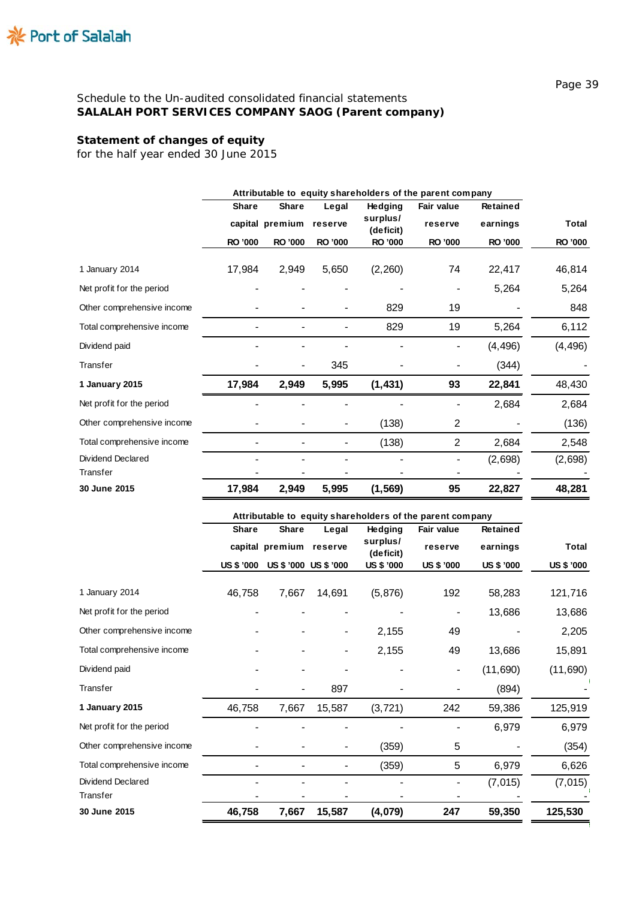Schedule to the Un-audited consolidated financial statements
**SALALAH PORT SERVICES COMPANY SAOG (Parent company)**

**Statement of changes of equity**
for the half year ended 30 June 2015

| | Attributable to equity shareholders of the parent company | | | | | | |
|---|---|---|---|---|---|---|---|
| | Share capital | Share premium | Legal reserve | Hedging surplus/ (deficit) | Fair value reserve | Retained earnings | Total |
| | RO '000 | RO '000 | RO '000 | RO '000 | RO '000 | RO '000 | RO '000 |
| 1 January 2014 | 17,984 | 2,949 | 5,650 | (2,260) | 74 | 22,417 | 46,814 |
| Net profit for the period | - | - | - | - | - | 5,264 | 5,264 |
| Other comprehensive income | - | - | - | 829 | 19 | - | 848 |
| Total comprehensive income | - | - | - | 829 | 19 | 5,264 | 6,112 |
| Dividend paid | - | - | - | - | - | (4,496) | (4,496) |
| Transfer | - | - | 345 | - | - | (344) | - |
| **1 January 2015** | **17,984** | **2,949** | **5,995** | **(1,431)** | **93** | **22,841** | 48,430 |
| Net profit for the period | - | - | - | - | - | 2,684 | 2,684 |
| Other comprehensive income | - | - | - | (138) | 2 | - | (136) |
| Total comprehensive income | - | - | - | (138) | 2 | 2,684 | 2,548 |
| Dividend Declared | - | - | - | - | - | (2,698) | (2,698) |
| Transfer | - | - | - | - | - | - | - |
| **30 June 2015** | **17,984** | **2,949** | **5,995** | **(1,569)** | **95** | **22,827** | **48,281** |

| | Attributable to equity shareholders of the parent company | | | | | | |
|---|---|---|---|---|---|---|---|
| | Share capital | Share premium | Legal reserve | Hedging surplus/ (deficit) | Fair value reserve | Retained earnings | Total |
| | US $ '000 | US $ '000 | US $ '000 | US $ '000 | US $ '000 | US $ '000 | US $ '000 |
| 1 January 2014 | 46,758 | 7,667 | 14,691 | (5,876) | 192 | 58,283 | 121,716 |
| Net profit for the period | - | - | - | - | - | 13,686 | 13,686 |
| Other comprehensive income | - | - | - | 2,155 | 49 | - | 2,205 |
| Total comprehensive income | - | - | - | 2,155 | 49 | 13,686 | 15,891 |
| Dividend paid | - | - | - | - | - | (11,690) | (11,690) |
| Transfer | - | - | 897 | - | - | (894) | - |
| **1 January 2015** | 46,758 | 7,667 | 15,587 | (3,721) | 242 | 59,386 | 125,919 |
| Net profit for the period | - | - | - | - | - | 6,979 | 6,979 |
| Other comprehensive income | - | - | - | (359) | 5 | - | (354) |
| Total comprehensive income | - | - | - | (359) | 5 | 6,979 | 6,626 |
| Dividend Declared | - | - | - | - | - | (7,015) | (7,015) |
| Transfer | - | - | - | - | - | - | - |
| **30 June 2015** | **46,758** | **7,667** | **15,587** | **(4,079)** | **247** | **59,350** | **125,530** |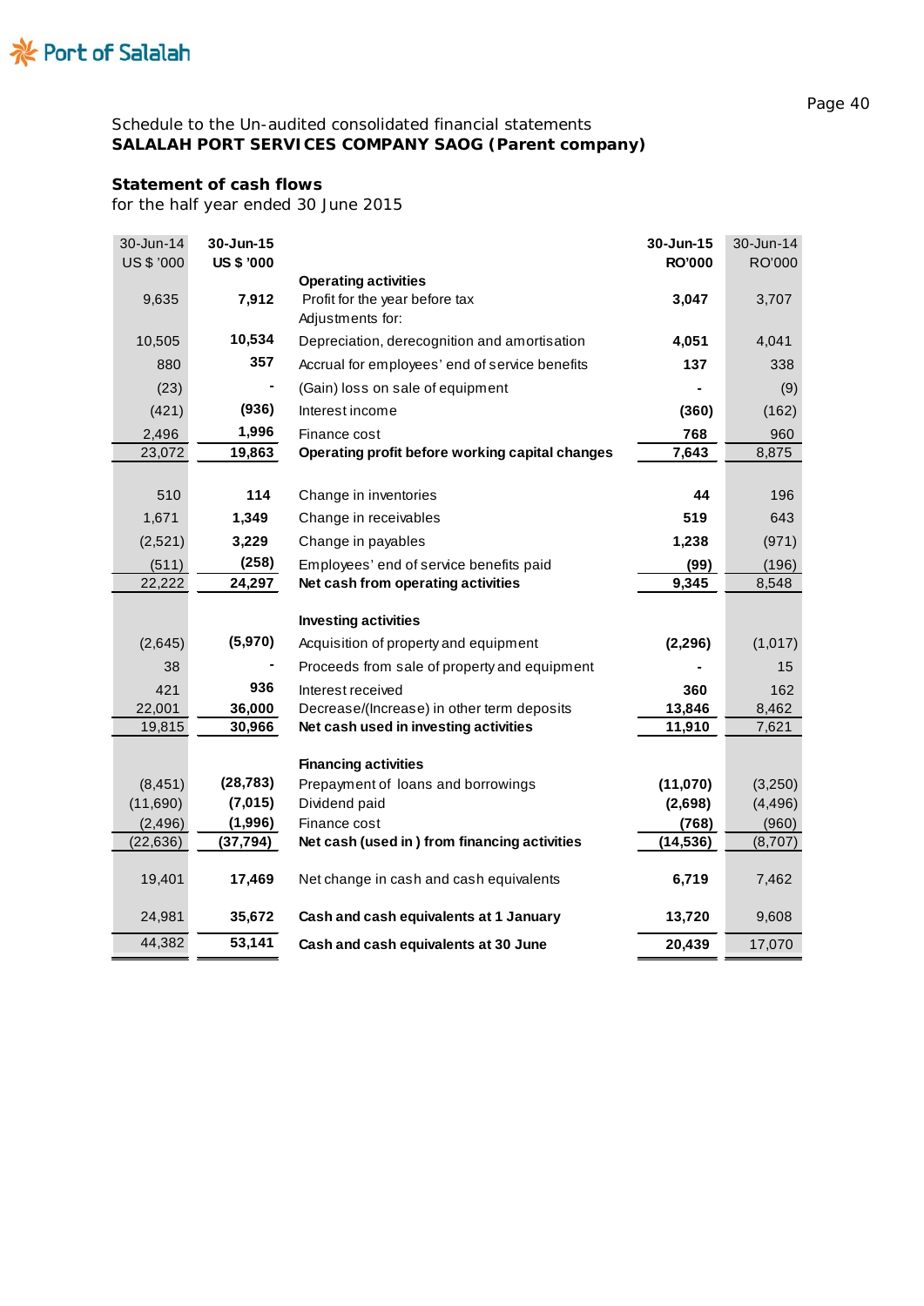Port of Salalah

Schedule to the Un-audited consolidated financial statements
**SALALAH PORT SERVICES COMPANY SAOG (Parent company)**

## Statement of cash flows

for the half year ended 30 June 2015

| 30-Jun-14 US $ '000 | 30-Jun-15 US $ '000 | | 30-Jun-15 RO'000 | 30-Jun-14 RO'000 |
|---|---|---|---|---|
| | | **Operating activities** | | |
| 9,635 | 7,912 | Profit for the year before tax | 3,047 | 3,707 |
| | | Adjustments for: | | |
| 10,505 | 10,534 | Depreciation, derecognition and amortisation | 4,051 | 4,041 |
| 880 | 357 | Accrual for employees' end of service benefits | 137 | 338 |
| (23) | - | (Gain) loss on sale of equipment | - | (9) |
| (421) | (936) | Interest income | (360) | (162) |
| 2,496 | 1,996 | Finance cost | 768 | 960 |
| 23,072 | 19,863 | **Operating profit before working capital changes** | 7,643 | 8,875 |
| 510 | 114 | Change in inventories | 44 | 196 |
| 1,671 | 1,349 | Change in receivables | 519 | 643 |
| (2,521) | 3,229 | Change in payables | 1,238 | (971) |
| (511) | (258) | Employees' end of service benefits paid | (99) | (196) |
| 22,222 | 24,297 | **Net cash from operating activities** | 9,345 | 8,548 |
| | | **Investing activities** | | |
| (2,645) | (5,970) | Acquisition of property and equipment | (2,296) | (1,017) |
| 38 | - | Proceeds from sale of property and equipment | - | 15 |
| 421 | 936 | Interest received | 360 | 162 |
| 22,001 | 36,000 | Decrease/(Increase) in other term deposits | 13,846 | 8,462 |
| 19,815 | 30,966 | **Net cash used in investing activities** | 11,910 | 7,621 |
| | | **Financing activities** | | |
| (8,451) | (28,783) | Prepayment of loans and borrowings | (11,070) | (3,250) |
| (11,690) | (7,015) | Dividend paid | (2,698) | (4,496) |
| (2,496) | (1,996) | Finance cost | (768) | (960) |
| (22,636) | (37,794) | **Net cash (used in ) from financing activities** | (14,536) | (8,707) |
| 19,401 | 17,469 | Net change in cash and cash equivalents | 6,719 | 7,462 |
| 24,981 | 35,672 | **Cash and cash equivalents at 1 January** | 13,720 | 9,608 |
| 44,382 | 53,141 | **Cash and cash equivalents at 30 June** | 20,439 | 17,070 |